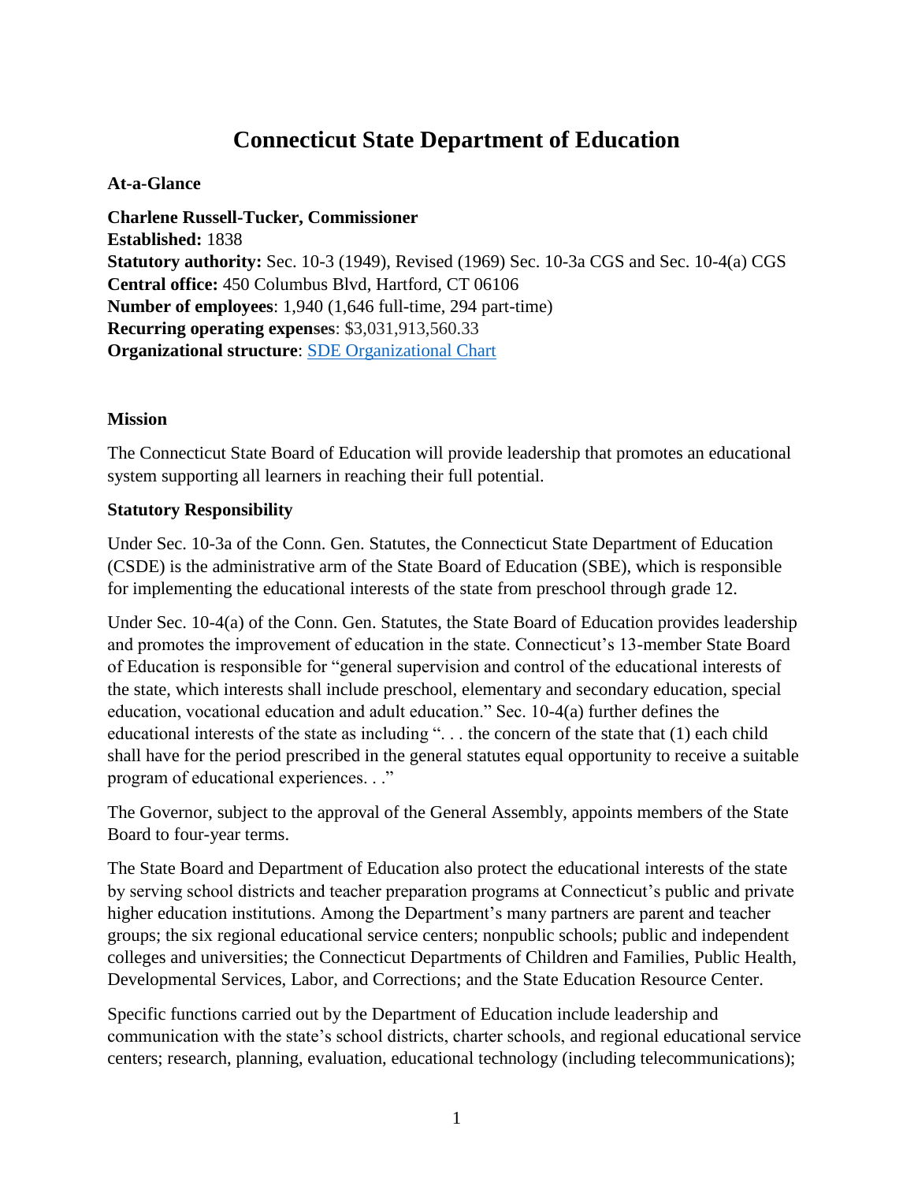# Connecticut State Department of Education

**At-a-Glance**

**Charlene Russell-Tucker, Commissioner**
**Established:** 1838
**Statutory authority:** Sec. 10-3 (1949), Revised (1969) Sec. 10-3a CGS and Sec. 10-4(a) CGS
**Central office:** 450 Columbus Blvd, Hartford, CT 06106
**Number of employees**: 1,940 (1,646 full-time, 294 part-time)
**Recurring operating expenses**: $3,031,913,560.33
**Organizational structure**: SDE Organizational Chart

**Mission**

The Connecticut State Board of Education will provide leadership that promotes an educational system supporting all learners in reaching their full potential.

**Statutory Responsibility**

Under Sec. 10-3a of the Conn. Gen. Statutes, the Connecticut State Department of Education (CSDE) is the administrative arm of the State Board of Education (SBE), which is responsible for implementing the educational interests of the state from preschool through grade 12.

Under Sec. 10-4(a) of the Conn. Gen. Statutes, the State Board of Education provides leadership and promotes the improvement of education in the state. Connecticut's 13-member State Board of Education is responsible for "general supervision and control of the educational interests of the state, which interests shall include preschool, elementary and secondary education, special education, vocational education and adult education." Sec. 10-4(a) further defines the educational interests of the state as including ". . . the concern of the state that (1) each child shall have for the period prescribed in the general statutes equal opportunity to receive a suitable program of educational experiences. . ."

The Governor, subject to the approval of the General Assembly, appoints members of the State Board to four-year terms.

The State Board and Department of Education also protect the educational interests of the state by serving school districts and teacher preparation programs at Connecticut's public and private higher education institutions. Among the Department's many partners are parent and teacher groups; the six regional educational service centers; nonpublic schools; public and independent colleges and universities; the Connecticut Departments of Children and Families, Public Health, Developmental Services, Labor, and Corrections; and the State Education Resource Center.

Specific functions carried out by the Department of Education include leadership and communication with the state's school districts, charter schools, and regional educational service centers; research, planning, evaluation, educational technology (including telecommunications);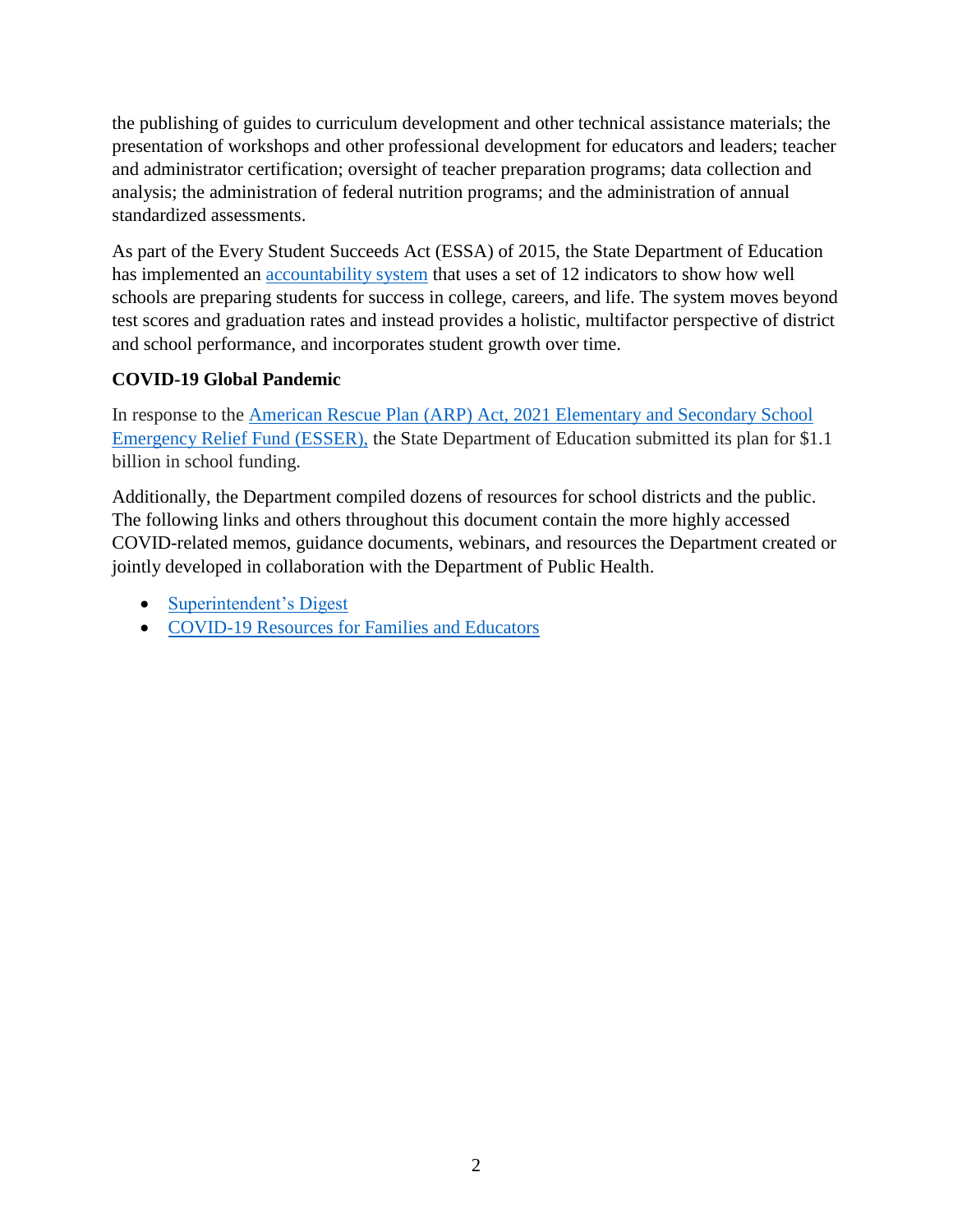the publishing of guides to curriculum development and other technical assistance materials; the presentation of workshops and other professional development for educators and leaders; teacher and administrator certification; oversight of teacher preparation programs; data collection and analysis; the administration of federal nutrition programs; and the administration of annual standardized assessments.

As part of the Every Student Succeeds Act (ESSA) of 2015, the State Department of Education has implemented an accountability system that uses a set of 12 indicators to show how well schools are preparing students for success in college, careers, and life. The system moves beyond test scores and graduation rates and instead provides a holistic, multifactor perspective of district and school performance, and incorporates student growth over time.

**COVID-19 Global Pandemic**

In response to the American Rescue Plan (ARP) Act, 2021 Elementary and Secondary School Emergency Relief Fund (ESSER), the State Department of Education submitted its plan for $1.1 billion in school funding.

Additionally, the Department compiled dozens of resources for school districts and the public. The following links and others throughout this document contain the more highly accessed COVID-related memos, guidance documents, webinars, and resources the Department created or jointly developed in collaboration with the Department of Public Health.

- Superintendent's Digest
- COVID-19 Resources for Families and Educators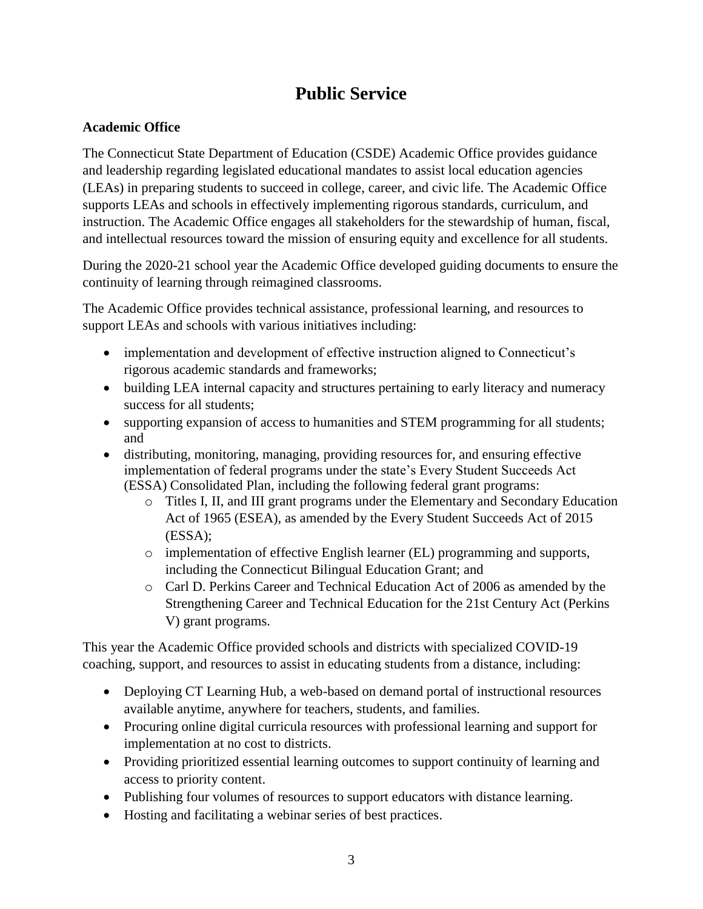# Public Service

## Academic Office

The Connecticut State Department of Education (CSDE) Academic Office provides guidance and leadership regarding legislated educational mandates to assist local education agencies (LEAs) in preparing students to succeed in college, career, and civic life. The Academic Office supports LEAs and schools in effectively implementing rigorous standards, curriculum, and instruction. The Academic Office engages all stakeholders for the stewardship of human, fiscal, and intellectual resources toward the mission of ensuring equity and excellence for all students.

During the 2020-21 school year the Academic Office developed guiding documents to ensure the continuity of learning through reimagined classrooms.

The Academic Office provides technical assistance, professional learning, and resources to support LEAs and schools with various initiatives including:

- implementation and development of effective instruction aligned to Connecticut's rigorous academic standards and frameworks;
- building LEA internal capacity and structures pertaining to early literacy and numeracy success for all students;
- supporting expansion of access to humanities and STEM programming for all students; and
- distributing, monitoring, managing, providing resources for, and ensuring effective implementation of federal programs under the state's Every Student Succeeds Act (ESSA) Consolidated Plan, including the following federal grant programs:
  - Titles I, II, and III grant programs under the Elementary and Secondary Education Act of 1965 (ESEA), as amended by the Every Student Succeeds Act of 2015 (ESSA);
  - implementation of effective English learner (EL) programming and supports, including the Connecticut Bilingual Education Grant; and
  - Carl D. Perkins Career and Technical Education Act of 2006 as amended by the Strengthening Career and Technical Education for the 21st Century Act (Perkins V) grant programs.

This year the Academic Office provided schools and districts with specialized COVID-19 coaching, support, and resources to assist in educating students from a distance, including:

- Deploying CT Learning Hub, a web-based on demand portal of instructional resources available anytime, anywhere for teachers, students, and families.
- Procuring online digital curricula resources with professional learning and support for implementation at no cost to districts.
- Providing prioritized essential learning outcomes to support continuity of learning and access to priority content.
- Publishing four volumes of resources to support educators with distance learning.
- Hosting and facilitating a webinar series of best practices.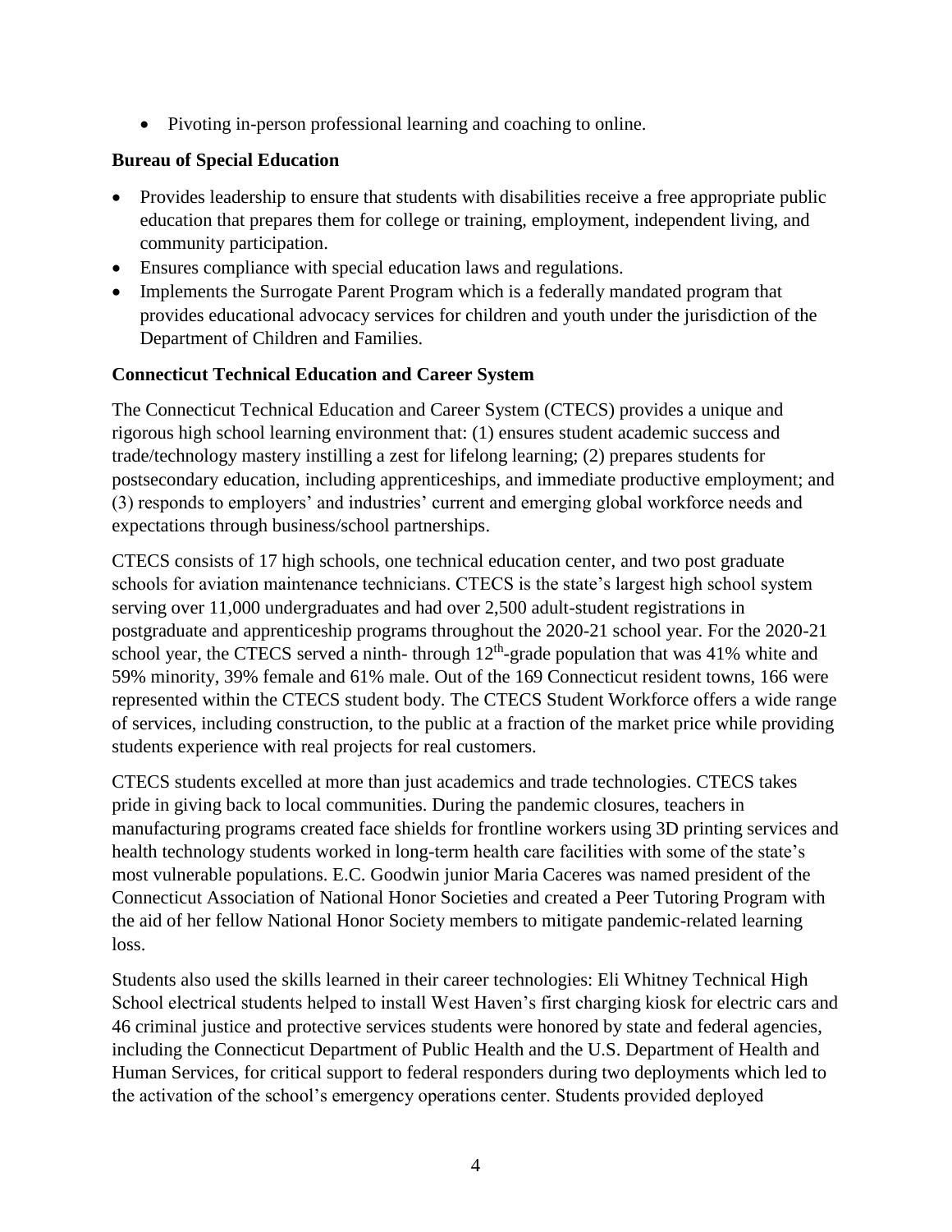- Pivoting in-person professional learning and coaching to online.

**Bureau of Special Education**

- Provides leadership to ensure that students with disabilities receive a free appropriate public education that prepares them for college or training, employment, independent living, and community participation.
- Ensures compliance with special education laws and regulations.
- Implements the Surrogate Parent Program which is a federally mandated program that provides educational advocacy services for children and youth under the jurisdiction of the Department of Children and Families.

**Connecticut Technical Education and Career System**

The Connecticut Technical Education and Career System (CTECS) provides a unique and rigorous high school learning environment that: (1) ensures student academic success and trade/technology mastery instilling a zest for lifelong learning; (2) prepares students for postsecondary education, including apprenticeships, and immediate productive employment; and (3) responds to employers' and industries' current and emerging global workforce needs and expectations through business/school partnerships.

CTECS consists of 17 high schools, one technical education center, and two post graduate schools for aviation maintenance technicians. CTECS is the state's largest high school system serving over 11,000 undergraduates and had over 2,500 adult-student registrations in postgraduate and apprenticeship programs throughout the 2020-21 school year. For the 2020-21 school year, the CTECS served a ninth- through 12th-grade population that was 41% white and 59% minority, 39% female and 61% male. Out of the 169 Connecticut resident towns, 166 were represented within the CTECS student body. The CTECS Student Workforce offers a wide range of services, including construction, to the public at a fraction of the market price while providing students experience with real projects for real customers.

CTECS students excelled at more than just academics and trade technologies. CTECS takes pride in giving back to local communities. During the pandemic closures, teachers in manufacturing programs created face shields for frontline workers using 3D printing services and health technology students worked in long-term health care facilities with some of the state's most vulnerable populations. E.C. Goodwin junior Maria Caceres was named president of the Connecticut Association of National Honor Societies and created a Peer Tutoring Program with the aid of her fellow National Honor Society members to mitigate pandemic-related learning loss.

Students also used the skills learned in their career technologies: Eli Whitney Technical High School electrical students helped to install West Haven's first charging kiosk for electric cars and 46 criminal justice and protective services students were honored by state and federal agencies, including the Connecticut Department of Public Health and the U.S. Department of Health and Human Services, for critical support to federal responders during two deployments which led to the activation of the school's emergency operations center. Students provided deployed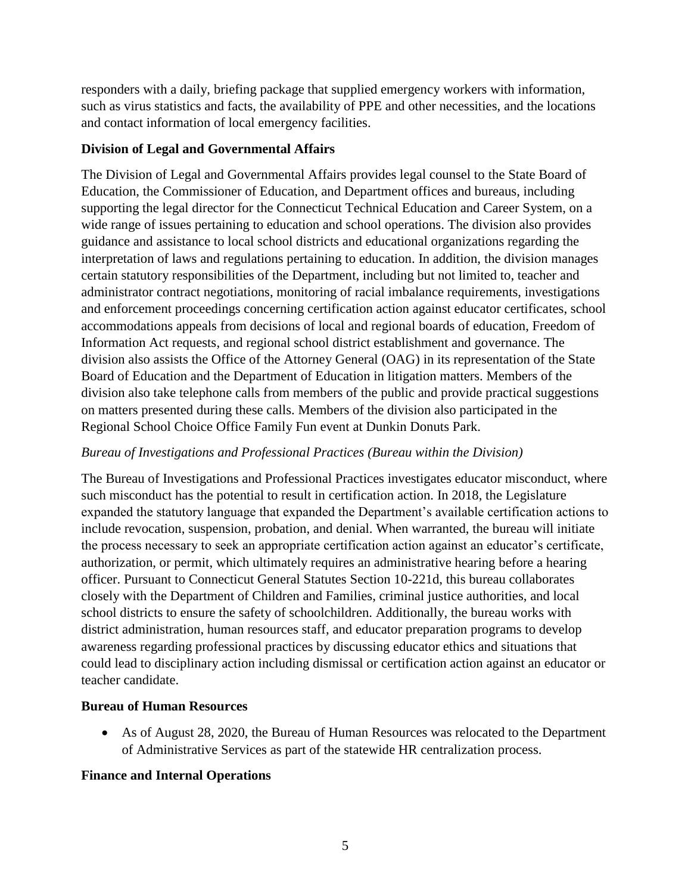responders with a daily, briefing package that supplied emergency workers with information, such as virus statistics and facts, the availability of PPE and other necessities, and the locations and contact information of local emergency facilities.

### Division of Legal and Governmental Affairs

The Division of Legal and Governmental Affairs provides legal counsel to the State Board of Education, the Commissioner of Education, and Department offices and bureaus, including supporting the legal director for the Connecticut Technical Education and Career System, on a wide range of issues pertaining to education and school operations. The division also provides guidance and assistance to local school districts and educational organizations regarding the interpretation of laws and regulations pertaining to education. In addition, the division manages certain statutory responsibilities of the Department, including but not limited to, teacher and administrator contract negotiations, monitoring of racial imbalance requirements, investigations and enforcement proceedings concerning certification action against educator certificates, school accommodations appeals from decisions of local and regional boards of education, Freedom of Information Act requests, and regional school district establishment and governance. The division also assists the Office of the Attorney General (OAG) in its representation of the State Board of Education and the Department of Education in litigation matters. Members of the division also take telephone calls from members of the public and provide practical suggestions on matters presented during these calls. Members of the division also participated in the Regional School Choice Office Family Fun event at Dunkin Donuts Park.

*Bureau of Investigations and Professional Practices (Bureau within the Division)*

The Bureau of Investigations and Professional Practices investigates educator misconduct, where such misconduct has the potential to result in certification action. In 2018, the Legislature expanded the statutory language that expanded the Department's available certification actions to include revocation, suspension, probation, and denial. When warranted, the bureau will initiate the process necessary to seek an appropriate certification action against an educator's certificate, authorization, or permit, which ultimately requires an administrative hearing before a hearing officer. Pursuant to Connecticut General Statutes Section 10-221d, this bureau collaborates closely with the Department of Children and Families, criminal justice authorities, and local school districts to ensure the safety of schoolchildren. Additionally, the bureau works with district administration, human resources staff, and educator preparation programs to develop awareness regarding professional practices by discussing educator ethics and situations that could lead to disciplinary action including dismissal or certification action against an educator or teacher candidate.

### Bureau of Human Resources

- As of August 28, 2020, the Bureau of Human Resources was relocated to the Department of Administrative Services as part of the statewide HR centralization process.

### Finance and Internal Operations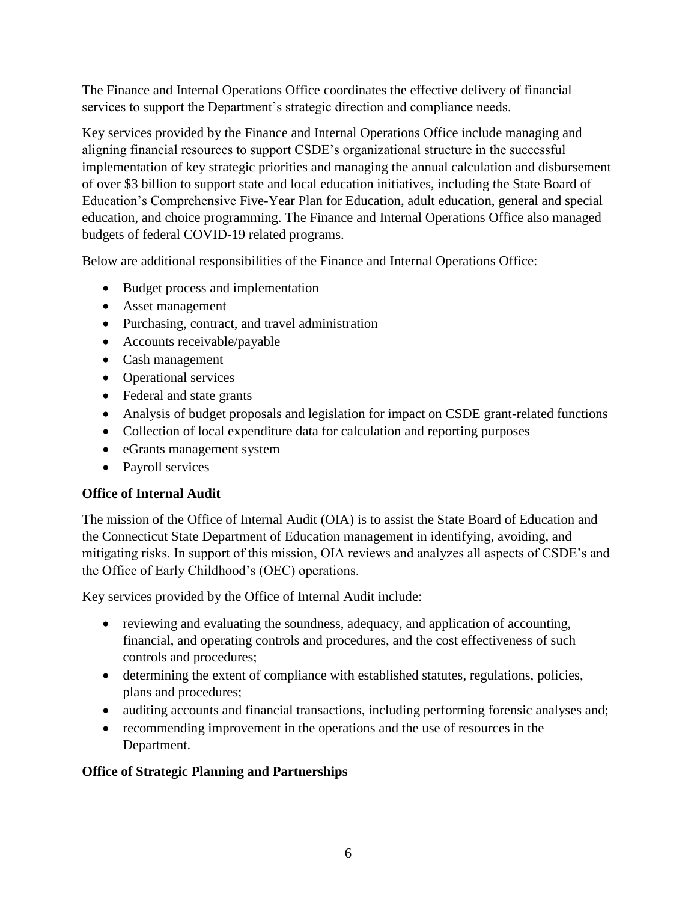The Finance and Internal Operations Office coordinates the effective delivery of financial services to support the Department's strategic direction and compliance needs.

Key services provided by the Finance and Internal Operations Office include managing and aligning financial resources to support CSDE's organizational structure in the successful implementation of key strategic priorities and managing the annual calculation and disbursement of over $3 billion to support state and local education initiatives, including the State Board of Education's Comprehensive Five-Year Plan for Education, adult education, general and special education, and choice programming. The Finance and Internal Operations Office also managed budgets of federal COVID-19 related programs.

Below are additional responsibilities of the Finance and Internal Operations Office:

- Budget process and implementation
- Asset management
- Purchasing, contract, and travel administration
- Accounts receivable/payable
- Cash management
- Operational services
- Federal and state grants
- Analysis of budget proposals and legislation for impact on CSDE grant-related functions
- Collection of local expenditure data for calculation and reporting purposes
- eGrants management system
- Payroll services

**Office of Internal Audit**

The mission of the Office of Internal Audit (OIA) is to assist the State Board of Education and the Connecticut State Department of Education management in identifying, avoiding, and mitigating risks. In support of this mission, OIA reviews and analyzes all aspects of CSDE's and the Office of Early Childhood's (OEC) operations.

Key services provided by the Office of Internal Audit include:

- reviewing and evaluating the soundness, adequacy, and application of accounting, financial, and operating controls and procedures, and the cost effectiveness of such controls and procedures;
- determining the extent of compliance with established statutes, regulations, policies, plans and procedures;
- auditing accounts and financial transactions, including performing forensic analyses and;
- recommending improvement in the operations and the use of resources in the Department.

**Office of Strategic Planning and Partnerships**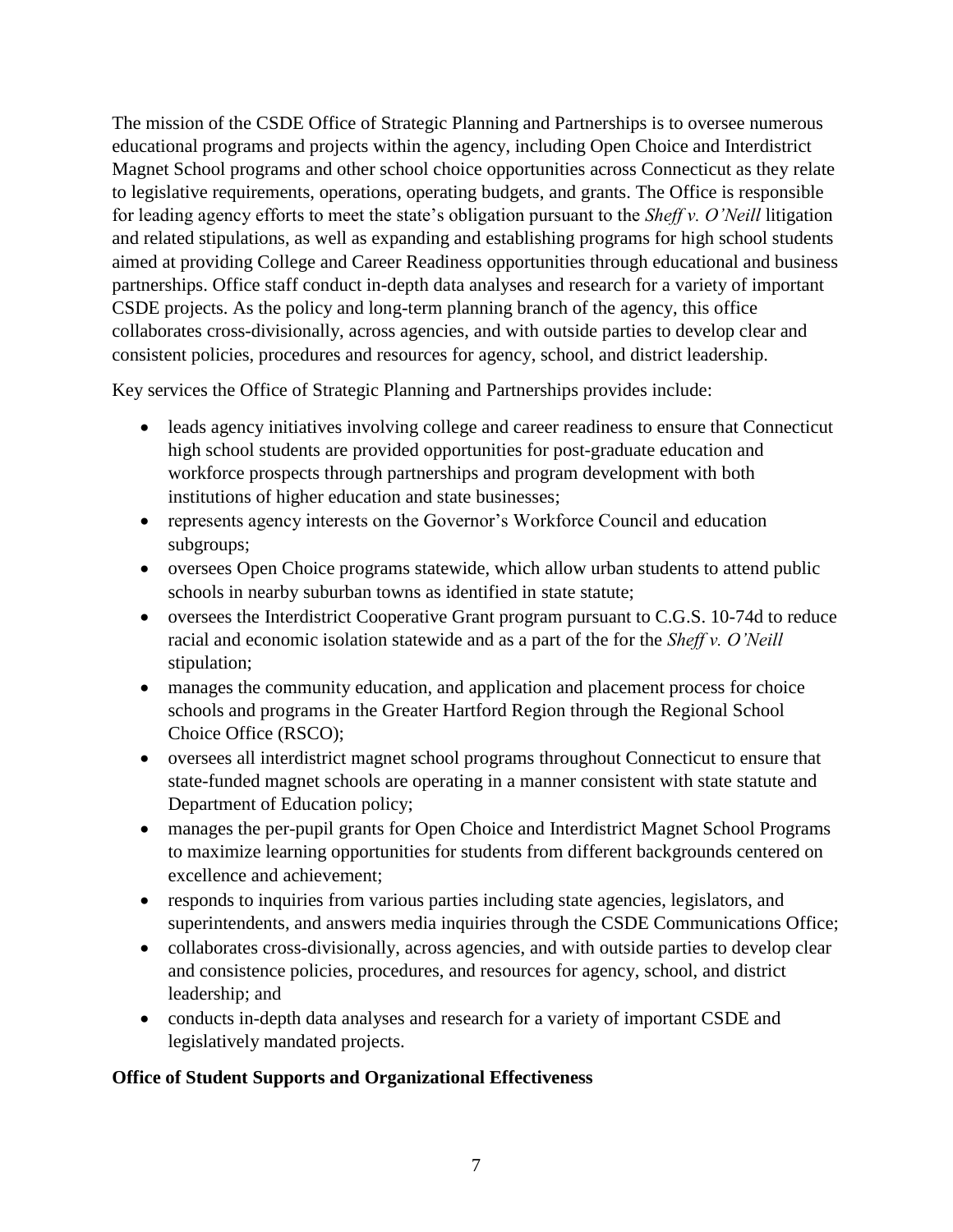The mission of the CSDE Office of Strategic Planning and Partnerships is to oversee numerous educational programs and projects within the agency, including Open Choice and Interdistrict Magnet School programs and other school choice opportunities across Connecticut as they relate to legislative requirements, operations, operating budgets, and grants. The Office is responsible for leading agency efforts to meet the state's obligation pursuant to the *Sheff v. O'Neill* litigation and related stipulations, as well as expanding and establishing programs for high school students aimed at providing College and Career Readiness opportunities through educational and business partnerships. Office staff conduct in-depth data analyses and research for a variety of important CSDE projects. As the policy and long-term planning branch of the agency, this office collaborates cross-divisionally, across agencies, and with outside parties to develop clear and consistent policies, procedures and resources for agency, school, and district leadership.

Key services the Office of Strategic Planning and Partnerships provides include:

- leads agency initiatives involving college and career readiness to ensure that Connecticut high school students are provided opportunities for post-graduate education and workforce prospects through partnerships and program development with both institutions of higher education and state businesses;
- represents agency interests on the Governor's Workforce Council and education subgroups;
- oversees Open Choice programs statewide, which allow urban students to attend public schools in nearby suburban towns as identified in state statute;
- oversees the Interdistrict Cooperative Grant program pursuant to C.G.S. 10-74d to reduce racial and economic isolation statewide and as a part of the for the *Sheff v. O'Neill* stipulation;
- manages the community education, and application and placement process for choice schools and programs in the Greater Hartford Region through the Regional School Choice Office (RSCO);
- oversees all interdistrict magnet school programs throughout Connecticut to ensure that state-funded magnet schools are operating in a manner consistent with state statute and Department of Education policy;
- manages the per-pupil grants for Open Choice and Interdistrict Magnet School Programs to maximize learning opportunities for students from different backgrounds centered on excellence and achievement;
- responds to inquiries from various parties including state agencies, legislators, and superintendents, and answers media inquiries through the CSDE Communications Office;
- collaborates cross-divisionally, across agencies, and with outside parties to develop clear and consistence policies, procedures, and resources for agency, school, and district leadership; and
- conducts in-depth data analyses and research for a variety of important CSDE and legislatively mandated projects.

**Office of Student Supports and Organizational Effectiveness**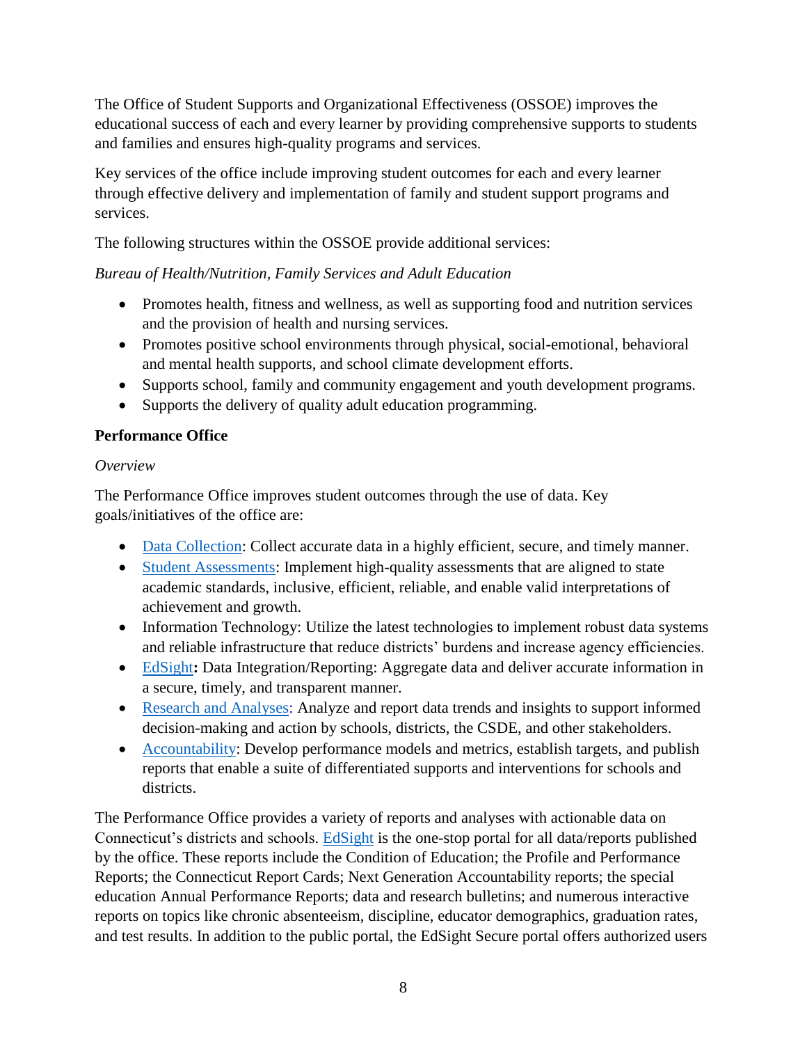The Office of Student Supports and Organizational Effectiveness (OSSOE) improves the educational success of each and every learner by providing comprehensive supports to students and families and ensures high-quality programs and services.

Key services of the office include improving student outcomes for each and every learner through effective delivery and implementation of family and student support programs and services.

The following structures within the OSSOE provide additional services:

*Bureau of Health/Nutrition, Family Services and Adult Education*

- Promotes health, fitness and wellness, as well as supporting food and nutrition services and the provision of health and nursing services.
- Promotes positive school environments through physical, social-emotional, behavioral and mental health supports, and school climate development efforts.
- Supports school, family and community engagement and youth development programs.
- Supports the delivery of quality adult education programming.

**Performance Office**

*Overview*

The Performance Office improves student outcomes through the use of data. Key goals/initiatives of the office are:

- Data Collection: Collect accurate data in a highly efficient, secure, and timely manner.
- Student Assessments: Implement high-quality assessments that are aligned to state academic standards, inclusive, efficient, reliable, and enable valid interpretations of achievement and growth.
- Information Technology: Utilize the latest technologies to implement robust data systems and reliable infrastructure that reduce districts' burdens and increase agency efficiencies.
- EdSight**:** Data Integration/Reporting: Aggregate data and deliver accurate information in a secure, timely, and transparent manner.
- Research and Analyses: Analyze and report data trends and insights to support informed decision-making and action by schools, districts, the CSDE, and other stakeholders.
- Accountability: Develop performance models and metrics, establish targets, and publish reports that enable a suite of differentiated supports and interventions for schools and districts.

The Performance Office provides a variety of reports and analyses with actionable data on Connecticut's districts and schools. EdSight is the one-stop portal for all data/reports published by the office. These reports include the Condition of Education; the Profile and Performance Reports; the Connecticut Report Cards; Next Generation Accountability reports; the special education Annual Performance Reports; data and research bulletins; and numerous interactive reports on topics like chronic absenteeism, discipline, educator demographics, graduation rates, and test results. In addition to the public portal, the EdSight Secure portal offers authorized users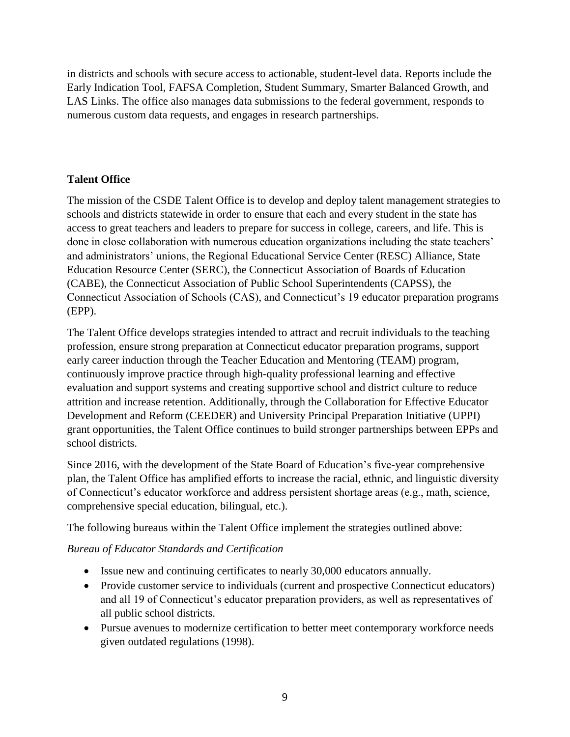in districts and schools with secure access to actionable, student-level data. Reports include the Early Indication Tool, FAFSA Completion, Student Summary, Smarter Balanced Growth, and LAS Links. The office also manages data submissions to the federal government, responds to numerous custom data requests, and engages in research partnerships.

**Talent Office**

The mission of the CSDE Talent Office is to develop and deploy talent management strategies to schools and districts statewide in order to ensure that each and every student in the state has access to great teachers and leaders to prepare for success in college, careers, and life. This is done in close collaboration with numerous education organizations including the state teachers' and administrators' unions, the Regional Educational Service Center (RESC) Alliance, State Education Resource Center (SERC), the Connecticut Association of Boards of Education (CABE), the Connecticut Association of Public School Superintendents (CAPSS), the Connecticut Association of Schools (CAS), and Connecticut's 19 educator preparation programs (EPP).

The Talent Office develops strategies intended to attract and recruit individuals to the teaching profession, ensure strong preparation at Connecticut educator preparation programs, support early career induction through the Teacher Education and Mentoring (TEAM) program, continuously improve practice through high-quality professional learning and effective evaluation and support systems and creating supportive school and district culture to reduce attrition and increase retention. Additionally, through the Collaboration for Effective Educator Development and Reform (CEEDER) and University Principal Preparation Initiative (UPPI) grant opportunities, the Talent Office continues to build stronger partnerships between EPPs and school districts.

Since 2016, with the development of the State Board of Education's five-year comprehensive plan, the Talent Office has amplified efforts to increase the racial, ethnic, and linguistic diversity of Connecticut's educator workforce and address persistent shortage areas (e.g., math, science, comprehensive special education, bilingual, etc.).

The following bureaus within the Talent Office implement the strategies outlined above:

*Bureau of Educator Standards and Certification*

- Issue new and continuing certificates to nearly 30,000 educators annually.
- Provide customer service to individuals (current and prospective Connecticut educators) and all 19 of Connecticut's educator preparation providers, as well as representatives of all public school districts.
- Pursue avenues to modernize certification to better meet contemporary workforce needs given outdated regulations (1998).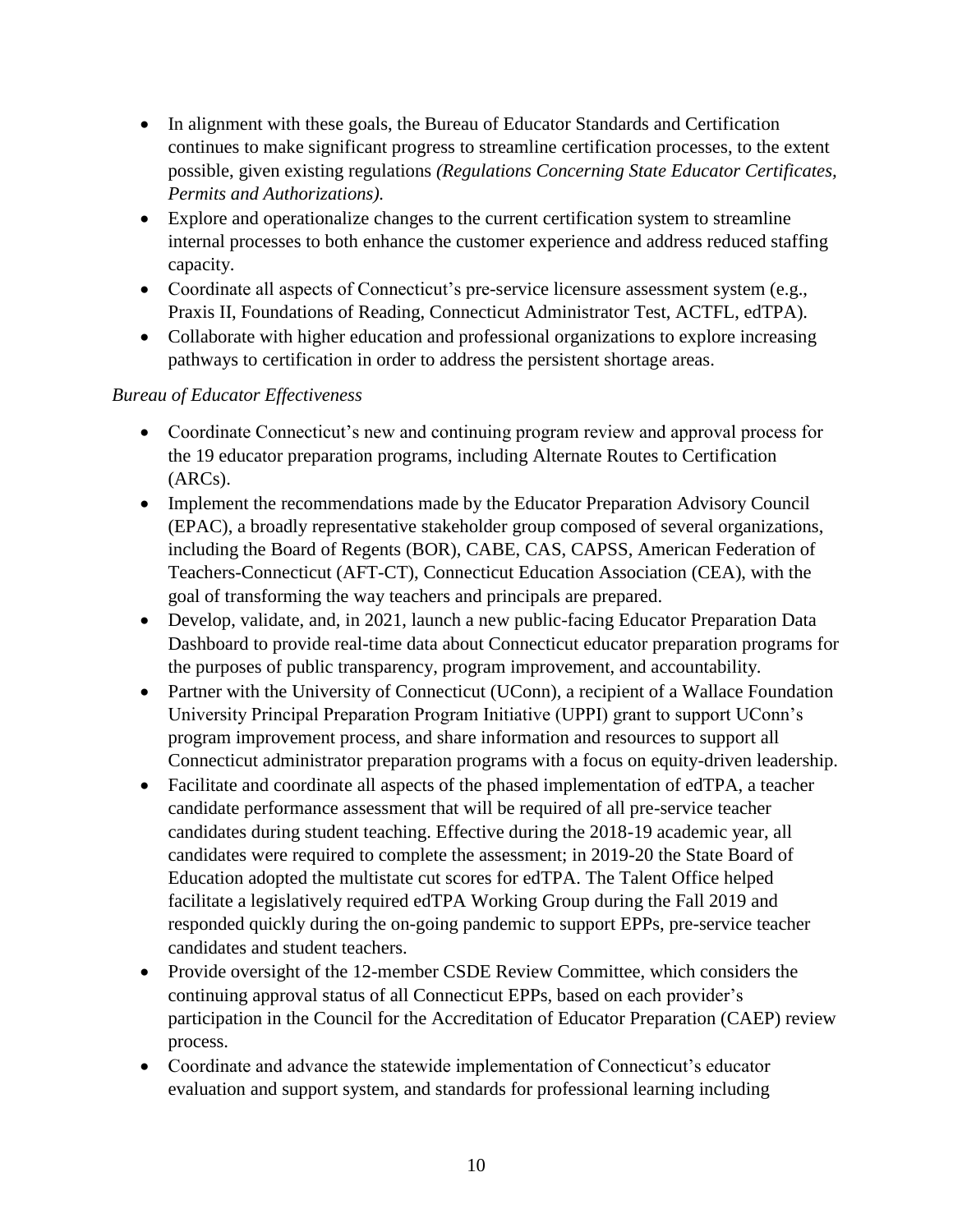- In alignment with these goals, the Bureau of Educator Standards and Certification continues to make significant progress to streamline certification processes, to the extent possible, given existing regulations *(Regulations Concerning State Educator Certificates, Permits and Authorizations).*
- Explore and operationalize changes to the current certification system to streamline internal processes to both enhance the customer experience and address reduced staffing capacity.
- Coordinate all aspects of Connecticut's pre-service licensure assessment system (e.g., Praxis II, Foundations of Reading, Connecticut Administrator Test, ACTFL, edTPA).
- Collaborate with higher education and professional organizations to explore increasing pathways to certification in order to address the persistent shortage areas.

*Bureau of Educator Effectiveness*

- Coordinate Connecticut's new and continuing program review and approval process for the 19 educator preparation programs, including Alternate Routes to Certification (ARCs).
- Implement the recommendations made by the Educator Preparation Advisory Council (EPAC), a broadly representative stakeholder group composed of several organizations, including the Board of Regents (BOR), CABE, CAS, CAPSS, American Federation of Teachers-Connecticut (AFT-CT), Connecticut Education Association (CEA), with the goal of transforming the way teachers and principals are prepared.
- Develop, validate, and, in 2021, launch a new public-facing Educator Preparation Data Dashboard to provide real-time data about Connecticut educator preparation programs for the purposes of public transparency, program improvement, and accountability.
- Partner with the University of Connecticut (UConn), a recipient of a Wallace Foundation University Principal Preparation Program Initiative (UPPI) grant to support UConn's program improvement process, and share information and resources to support all Connecticut administrator preparation programs with a focus on equity-driven leadership.
- Facilitate and coordinate all aspects of the phased implementation of edTPA, a teacher candidate performance assessment that will be required of all pre-service teacher candidates during student teaching. Effective during the 2018-19 academic year, all candidates were required to complete the assessment; in 2019-20 the State Board of Education adopted the multistate cut scores for edTPA. The Talent Office helped facilitate a legislatively required edTPA Working Group during the Fall 2019 and responded quickly during the on-going pandemic to support EPPs, pre-service teacher candidates and student teachers.
- Provide oversight of the 12-member CSDE Review Committee, which considers the continuing approval status of all Connecticut EPPs, based on each provider's participation in the Council for the Accreditation of Educator Preparation (CAEP) review process.
- Coordinate and advance the statewide implementation of Connecticut's educator evaluation and support system, and standards for professional learning including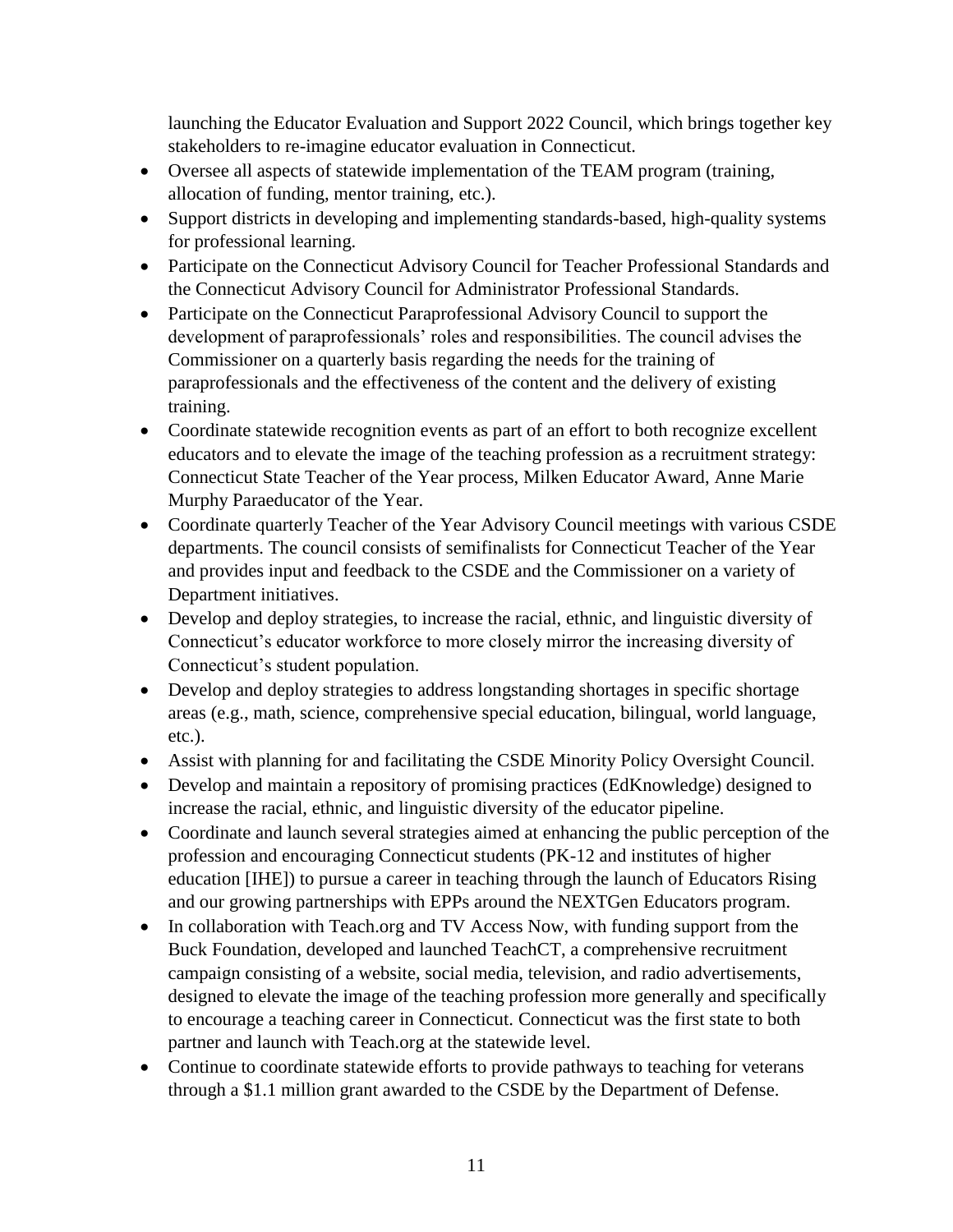launching the Educator Evaluation and Support 2022 Council, which brings together key stakeholders to re-imagine educator evaluation in Connecticut.

- Oversee all aspects of statewide implementation of the TEAM program (training, allocation of funding, mentor training, etc.).
- Support districts in developing and implementing standards-based, high-quality systems for professional learning.
- Participate on the Connecticut Advisory Council for Teacher Professional Standards and the Connecticut Advisory Council for Administrator Professional Standards.
- Participate on the Connecticut Paraprofessional Advisory Council to support the development of paraprofessionals' roles and responsibilities. The council advises the Commissioner on a quarterly basis regarding the needs for the training of paraprofessionals and the effectiveness of the content and the delivery of existing training.
- Coordinate statewide recognition events as part of an effort to both recognize excellent educators and to elevate the image of the teaching profession as a recruitment strategy: Connecticut State Teacher of the Year process, Milken Educator Award, Anne Marie Murphy Paraeducator of the Year.
- Coordinate quarterly Teacher of the Year Advisory Council meetings with various CSDE departments. The council consists of semifinalists for Connecticut Teacher of the Year and provides input and feedback to the CSDE and the Commissioner on a variety of Department initiatives.
- Develop and deploy strategies, to increase the racial, ethnic, and linguistic diversity of Connecticut's educator workforce to more closely mirror the increasing diversity of Connecticut's student population.
- Develop and deploy strategies to address longstanding shortages in specific shortage areas (e.g., math, science, comprehensive special education, bilingual, world language, etc.).
- Assist with planning for and facilitating the CSDE Minority Policy Oversight Council.
- Develop and maintain a repository of promising practices (EdKnowledge) designed to increase the racial, ethnic, and linguistic diversity of the educator pipeline.
- Coordinate and launch several strategies aimed at enhancing the public perception of the profession and encouraging Connecticut students (PK-12 and institutes of higher education [IHE]) to pursue a career in teaching through the launch of Educators Rising and our growing partnerships with EPPs around the NEXTGen Educators program.
- In collaboration with Teach.org and TV Access Now, with funding support from the Buck Foundation, developed and launched TeachCT, a comprehensive recruitment campaign consisting of a website, social media, television, and radio advertisements, designed to elevate the image of the teaching profession more generally and specifically to encourage a teaching career in Connecticut. Connecticut was the first state to both partner and launch with Teach.org at the statewide level.
- Continue to coordinate statewide efforts to provide pathways to teaching for veterans through a $1.1 million grant awarded to the CSDE by the Department of Defense.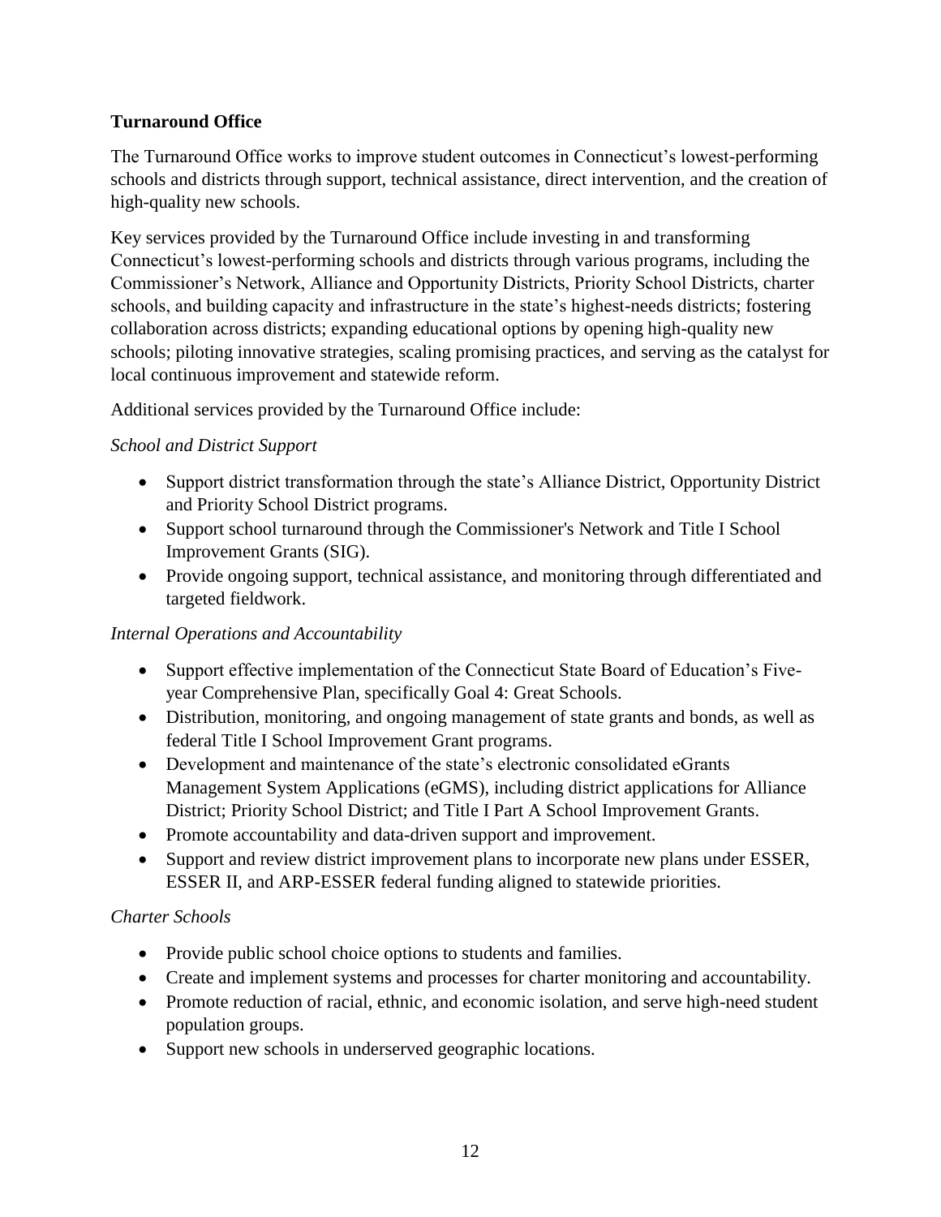**Turnaround Office**

The Turnaround Office works to improve student outcomes in Connecticut's lowest-performing schools and districts through support, technical assistance, direct intervention, and the creation of high-quality new schools.

Key services provided by the Turnaround Office include investing in and transforming Connecticut's lowest-performing schools and districts through various programs, including the Commissioner's Network, Alliance and Opportunity Districts, Priority School Districts, charter schools, and building capacity and infrastructure in the state's highest-needs districts; fostering collaboration across districts; expanding educational options by opening high-quality new schools; piloting innovative strategies, scaling promising practices, and serving as the catalyst for local continuous improvement and statewide reform.

Additional services provided by the Turnaround Office include:

*School and District Support*

- Support district transformation through the state's Alliance District, Opportunity District and Priority School District programs.
- Support school turnaround through the Commissioner's Network and Title I School Improvement Grants (SIG).
- Provide ongoing support, technical assistance, and monitoring through differentiated and targeted fieldwork.

*Internal Operations and Accountability*

- Support effective implementation of the Connecticut State Board of Education's Five-year Comprehensive Plan, specifically Goal 4: Great Schools.
- Distribution, monitoring, and ongoing management of state grants and bonds, as well as federal Title I School Improvement Grant programs.
- Development and maintenance of the state's electronic consolidated eGrants Management System Applications (eGMS), including district applications for Alliance District; Priority School District; and Title I Part A School Improvement Grants.
- Promote accountability and data-driven support and improvement.
- Support and review district improvement plans to incorporate new plans under ESSER, ESSER II, and ARP-ESSER federal funding aligned to statewide priorities.

*Charter Schools*

- Provide public school choice options to students and families.
- Create and implement systems and processes for charter monitoring and accountability.
- Promote reduction of racial, ethnic, and economic isolation, and serve high-need student population groups.
- Support new schools in underserved geographic locations.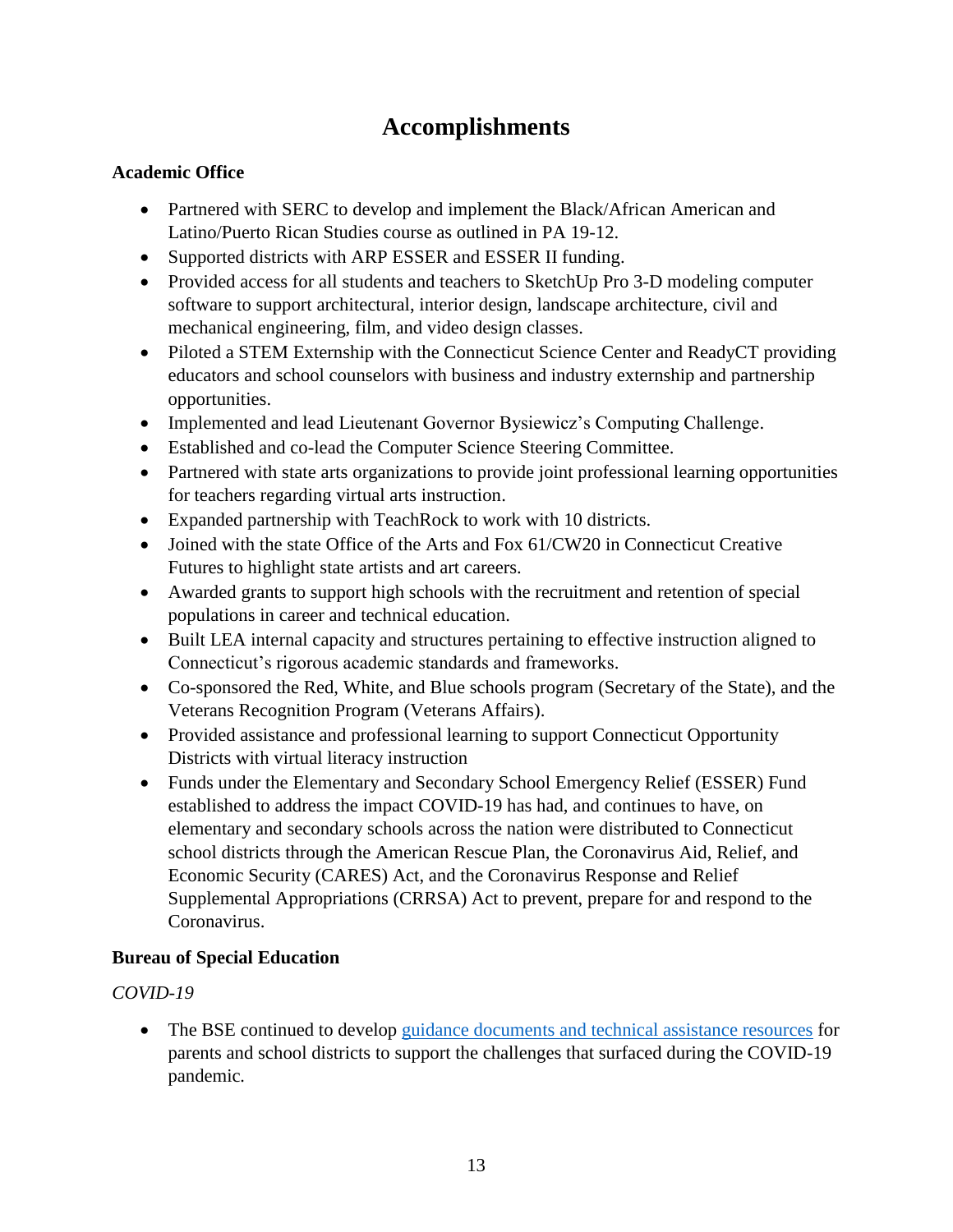# Accomplishments

### Academic Office

- Partnered with SERC to develop and implement the Black/African American and Latino/Puerto Rican Studies course as outlined in PA 19-12.
- Supported districts with ARP ESSER and ESSER II funding.
- Provided access for all students and teachers to SketchUp Pro 3-D modeling computer software to support architectural, interior design, landscape architecture, civil and mechanical engineering, film, and video design classes.
- Piloted a STEM Externship with the Connecticut Science Center and ReadyCT providing educators and school counselors with business and industry externship and partnership opportunities.
- Implemented and lead Lieutenant Governor Bysiewicz's Computing Challenge.
- Established and co-lead the Computer Science Steering Committee.
- Partnered with state arts organizations to provide joint professional learning opportunities for teachers regarding virtual arts instruction.
- Expanded partnership with TeachRock to work with 10 districts.
- Joined with the state Office of the Arts and Fox 61/CW20 in Connecticut Creative Futures to highlight state artists and art careers.
- Awarded grants to support high schools with the recruitment and retention of special populations in career and technical education.
- Built LEA internal capacity and structures pertaining to effective instruction aligned to Connecticut's rigorous academic standards and frameworks.
- Co-sponsored the Red, White, and Blue schools program (Secretary of the State), and the Veterans Recognition Program (Veterans Affairs).
- Provided assistance and professional learning to support Connecticut Opportunity Districts with virtual literacy instruction
- Funds under the Elementary and Secondary School Emergency Relief (ESSER) Fund established to address the impact COVID-19 has had, and continues to have, on elementary and secondary schools across the nation were distributed to Connecticut school districts through the American Rescue Plan, the Coronavirus Aid, Relief, and Economic Security (CARES) Act, and the Coronavirus Response and Relief Supplemental Appropriations (CRRSA) Act to prevent, prepare for and respond to the Coronavirus.

### Bureau of Special Education

*COVID-19*

- The BSE continued to develop guidance documents and technical assistance resources for parents and school districts to support the challenges that surfaced during the COVID-19 pandemic.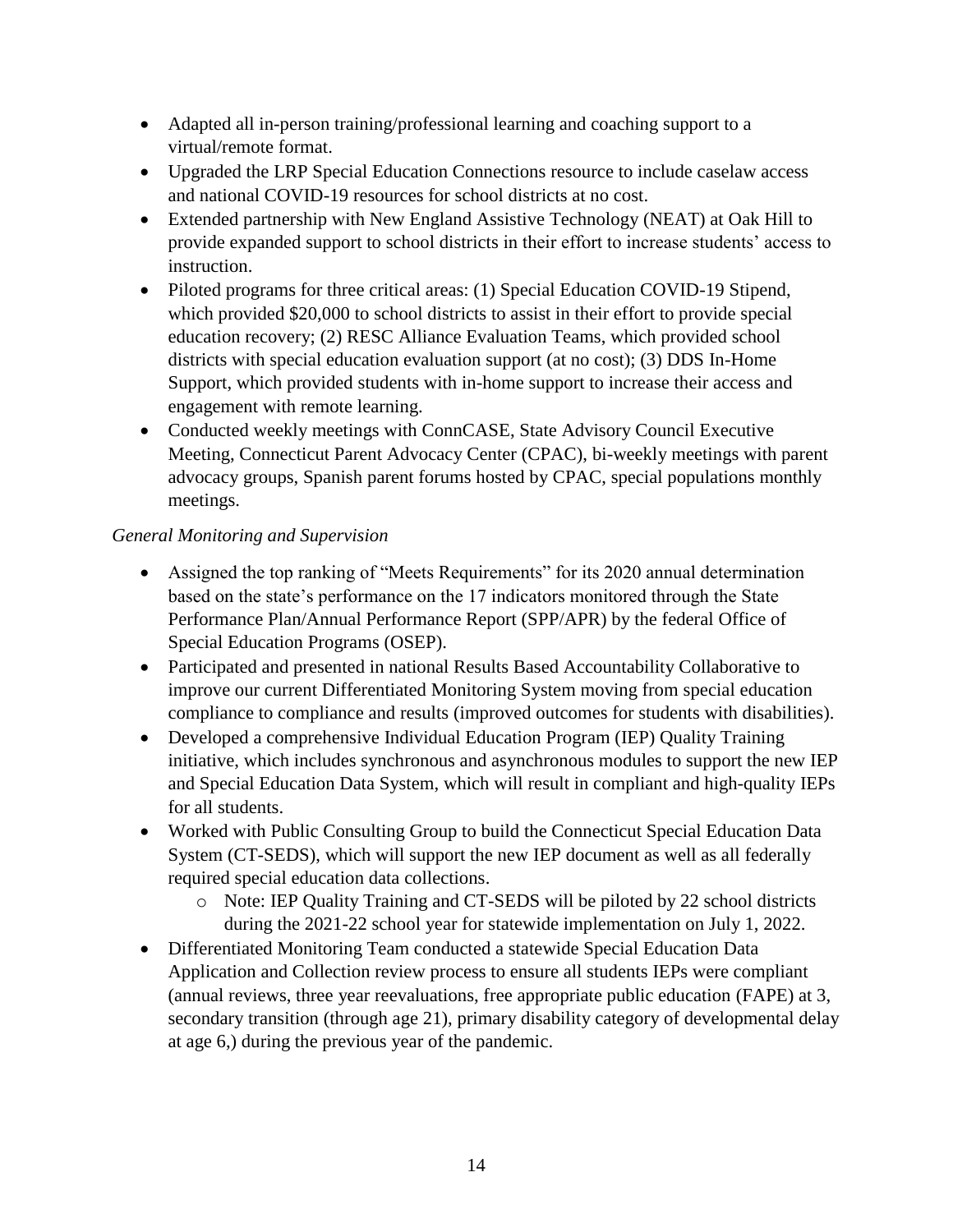- Adapted all in-person training/professional learning and coaching support to a virtual/remote format.
- Upgraded the LRP Special Education Connections resource to include caselaw access and national COVID-19 resources for school districts at no cost.
- Extended partnership with New England Assistive Technology (NEAT) at Oak Hill to provide expanded support to school districts in their effort to increase students' access to instruction.
- Piloted programs for three critical areas: (1) Special Education COVID-19 Stipend, which provided $20,000 to school districts to assist in their effort to provide special education recovery; (2) RESC Alliance Evaluation Teams, which provided school districts with special education evaluation support (at no cost); (3) DDS In-Home Support, which provided students with in-home support to increase their access and engagement with remote learning.
- Conducted weekly meetings with ConnCASE, State Advisory Council Executive Meeting, Connecticut Parent Advocacy Center (CPAC), bi-weekly meetings with parent advocacy groups, Spanish parent forums hosted by CPAC, special populations monthly meetings.

*General Monitoring and Supervision*

- Assigned the top ranking of "Meets Requirements" for its 2020 annual determination based on the state's performance on the 17 indicators monitored through the State Performance Plan/Annual Performance Report (SPP/APR) by the federal Office of Special Education Programs (OSEP).
- Participated and presented in national Results Based Accountability Collaborative to improve our current Differentiated Monitoring System moving from special education compliance to compliance and results (improved outcomes for students with disabilities).
- Developed a comprehensive Individual Education Program (IEP) Quality Training initiative, which includes synchronous and asynchronous modules to support the new IEP and Special Education Data System, which will result in compliant and high-quality IEPs for all students.
- Worked with Public Consulting Group to build the Connecticut Special Education Data System (CT-SEDS), which will support the new IEP document as well as all federally required special education data collections.
  - Note: IEP Quality Training and CT-SEDS will be piloted by 22 school districts during the 2021-22 school year for statewide implementation on July 1, 2022.
- Differentiated Monitoring Team conducted a statewide Special Education Data Application and Collection review process to ensure all students IEPs were compliant (annual reviews, three year reevaluations, free appropriate public education (FAPE) at 3, secondary transition (through age 21), primary disability category of developmental delay at age 6,) during the previous year of the pandemic.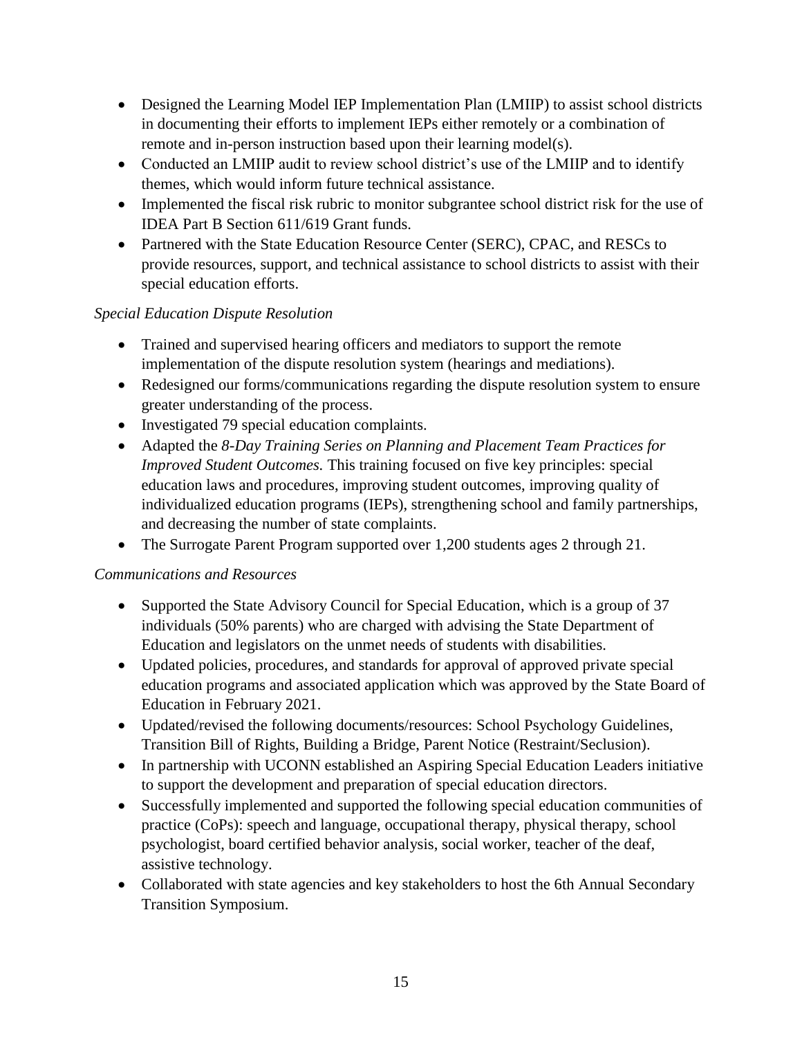- Designed the Learning Model IEP Implementation Plan (LMIIP) to assist school districts in documenting their efforts to implement IEPs either remotely or a combination of remote and in-person instruction based upon their learning model(s).
- Conducted an LMIIP audit to review school district's use of the LMIIP and to identify themes, which would inform future technical assistance.
- Implemented the fiscal risk rubric to monitor subgrantee school district risk for the use of IDEA Part B Section 611/619 Grant funds.
- Partnered with the State Education Resource Center (SERC), CPAC, and RESCs to provide resources, support, and technical assistance to school districts to assist with their special education efforts.

*Special Education Dispute Resolution*

- Trained and supervised hearing officers and mediators to support the remote implementation of the dispute resolution system (hearings and mediations).
- Redesigned our forms/communications regarding the dispute resolution system to ensure greater understanding of the process.
- Investigated 79 special education complaints.
- Adapted the *8-Day Training Series on Planning and Placement Team Practices for Improved Student Outcomes.* This training focused on five key principles: special education laws and procedures, improving student outcomes, improving quality of individualized education programs (IEPs), strengthening school and family partnerships, and decreasing the number of state complaints.
- The Surrogate Parent Program supported over 1,200 students ages 2 through 21.

*Communications and Resources*

- Supported the State Advisory Council for Special Education, which is a group of 37 individuals (50% parents) who are charged with advising the State Department of Education and legislators on the unmet needs of students with disabilities.
- Updated policies, procedures, and standards for approval of approved private special education programs and associated application which was approved by the State Board of Education in February 2021.
- Updated/revised the following documents/resources: School Psychology Guidelines, Transition Bill of Rights, Building a Bridge, Parent Notice (Restraint/Seclusion).
- In partnership with UCONN established an Aspiring Special Education Leaders initiative to support the development and preparation of special education directors.
- Successfully implemented and supported the following special education communities of practice (CoPs): speech and language, occupational therapy, physical therapy, school psychologist, board certified behavior analysis, social worker, teacher of the deaf, assistive technology.
- Collaborated with state agencies and key stakeholders to host the 6th Annual Secondary Transition Symposium.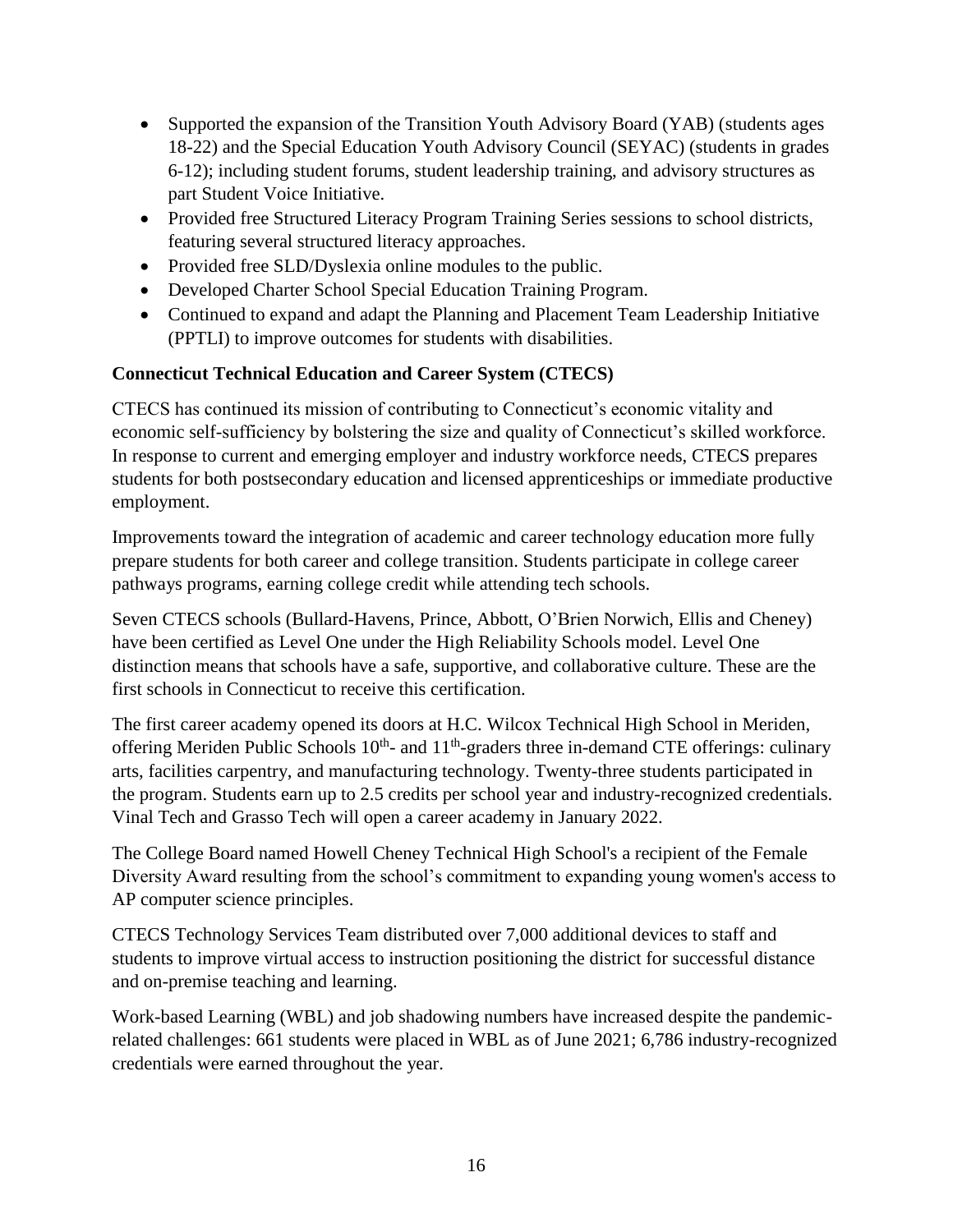- Supported the expansion of the Transition Youth Advisory Board (YAB) (students ages 18-22) and the Special Education Youth Advisory Council (SEYAC) (students in grades 6-12); including student forums, student leadership training, and advisory structures as part Student Voice Initiative.
- Provided free Structured Literacy Program Training Series sessions to school districts, featuring several structured literacy approaches.
- Provided free SLD/Dyslexia online modules to the public.
- Developed Charter School Special Education Training Program.
- Continued to expand and adapt the Planning and Placement Team Leadership Initiative (PPTLI) to improve outcomes for students with disabilities.

**Connecticut Technical Education and Career System (CTECS)**

CTECS has continued its mission of contributing to Connecticut's economic vitality and economic self-sufficiency by bolstering the size and quality of Connecticut's skilled workforce. In response to current and emerging employer and industry workforce needs, CTECS prepares students for both postsecondary education and licensed apprenticeships or immediate productive employment.

Improvements toward the integration of academic and career technology education more fully prepare students for both career and college transition. Students participate in college career pathways programs, earning college credit while attending tech schools.

Seven CTECS schools (Bullard-Havens, Prince, Abbott, O'Brien Norwich, Ellis and Cheney) have been certified as Level One under the High Reliability Schools model. Level One distinction means that schools have a safe, supportive, and collaborative culture. These are the first schools in Connecticut to receive this certification.

The first career academy opened its doors at H.C. Wilcox Technical High School in Meriden, offering Meriden Public Schools 10th- and 11th-graders three in-demand CTE offerings: culinary arts, facilities carpentry, and manufacturing technology. Twenty-three students participated in the program. Students earn up to 2.5 credits per school year and industry-recognized credentials. Vinal Tech and Grasso Tech will open a career academy in January 2022.

The College Board named Howell Cheney Technical High School's a recipient of the Female Diversity Award resulting from the school's commitment to expanding young women's access to AP computer science principles.

CTECS Technology Services Team distributed over 7,000 additional devices to staff and students to improve virtual access to instruction positioning the district for successful distance and on-premise teaching and learning.

Work-based Learning (WBL) and job shadowing numbers have increased despite the pandemic-related challenges: 661 students were placed in WBL as of June 2021; 6,786 industry-recognized credentials were earned throughout the year.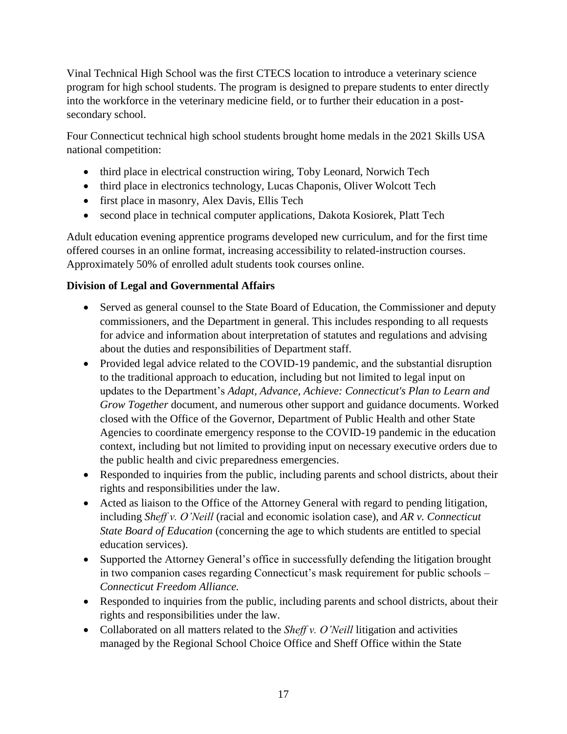Vinal Technical High School was the first CTECS location to introduce a veterinary science program for high school students. The program is designed to prepare students to enter directly into the workforce in the veterinary medicine field, or to further their education in a post-secondary school.

Four Connecticut technical high school students brought home medals in the 2021 Skills USA national competition:

- third place in electrical construction wiring, Toby Leonard, Norwich Tech
- third place in electronics technology, Lucas Chaponis, Oliver Wolcott Tech
- first place in masonry, Alex Davis, Ellis Tech
- second place in technical computer applications, Dakota Kosiorek, Platt Tech

Adult education evening apprentice programs developed new curriculum, and for the first time offered courses in an online format, increasing accessibility to related-instruction courses. Approximately 50% of enrolled adult students took courses online.

**Division of Legal and Governmental Affairs**

- Served as general counsel to the State Board of Education, the Commissioner and deputy commissioners, and the Department in general. This includes responding to all requests for advice and information about interpretation of statutes and regulations and advising about the duties and responsibilities of Department staff.
- Provided legal advice related to the COVID-19 pandemic, and the substantial disruption to the traditional approach to education, including but not limited to legal input on updates to the Department's *Adapt, Advance, Achieve: Connecticut's Plan to Learn and Grow Together* document, and numerous other support and guidance documents. Worked closed with the Office of the Governor, Department of Public Health and other State Agencies to coordinate emergency response to the COVID-19 pandemic in the education context, including but not limited to providing input on necessary executive orders due to the public health and civic preparedness emergencies.
- Responded to inquiries from the public, including parents and school districts, about their rights and responsibilities under the law.
- Acted as liaison to the Office of the Attorney General with regard to pending litigation, including *Sheff v. O'Neill* (racial and economic isolation case), and *AR v. Connecticut State Board of Education* (concerning the age to which students are entitled to special education services).
- Supported the Attorney General's office in successfully defending the litigation brought in two companion cases regarding Connecticut's mask requirement for public schools – *Connecticut Freedom Alliance.*
- Responded to inquiries from the public, including parents and school districts, about their rights and responsibilities under the law.
- Collaborated on all matters related to the *Sheff v. O'Neill* litigation and activities managed by the Regional School Choice Office and Sheff Office within the State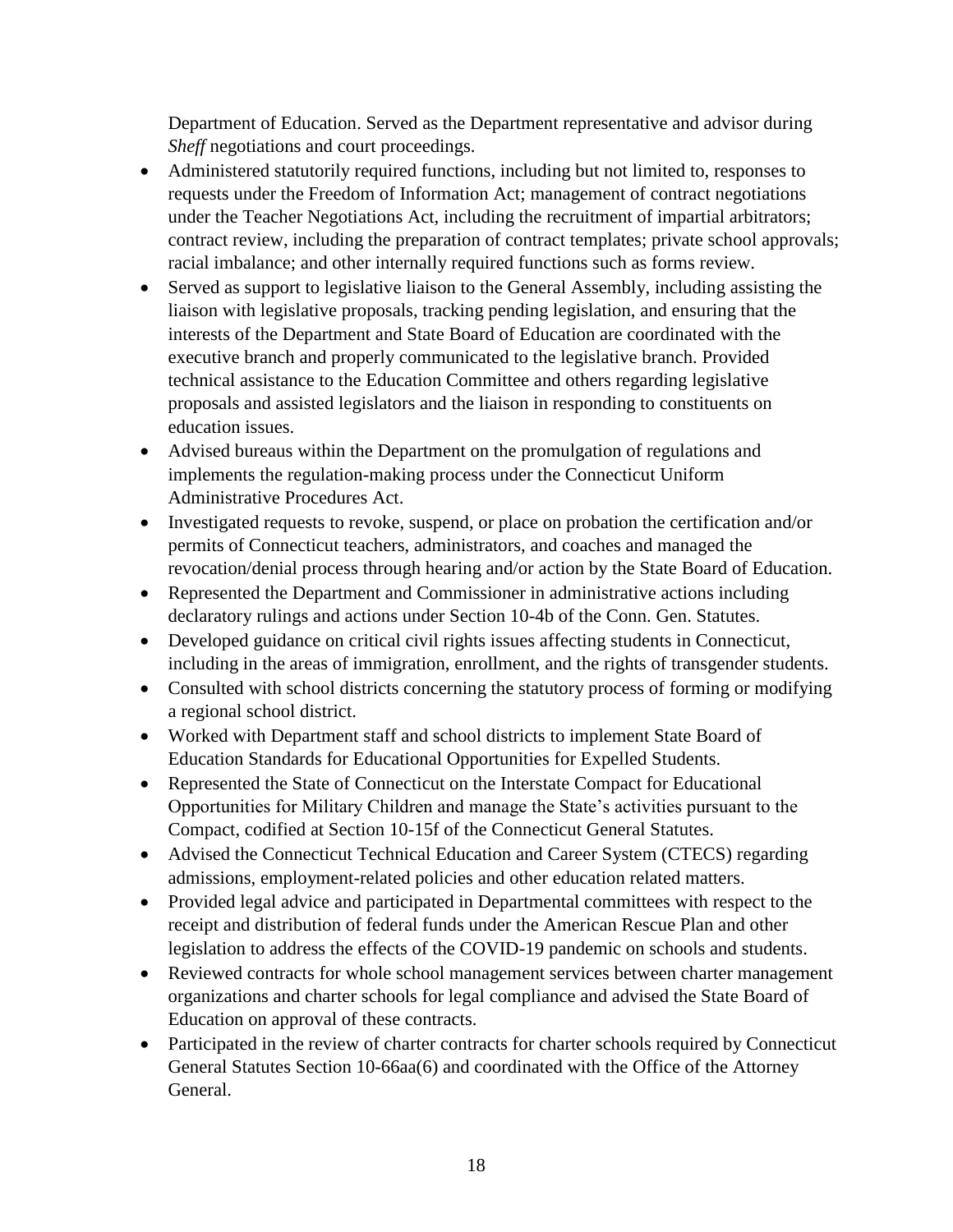Department of Education. Served as the Department representative and advisor during *Sheff* negotiations and court proceedings.

- Administered statutorily required functions, including but not limited to, responses to requests under the Freedom of Information Act; management of contract negotiations under the Teacher Negotiations Act, including the recruitment of impartial arbitrators; contract review, including the preparation of contract templates; private school approvals; racial imbalance; and other internally required functions such as forms review.
- Served as support to legislative liaison to the General Assembly, including assisting the liaison with legislative proposals, tracking pending legislation, and ensuring that the interests of the Department and State Board of Education are coordinated with the executive branch and properly communicated to the legislative branch. Provided technical assistance to the Education Committee and others regarding legislative proposals and assisted legislators and the liaison in responding to constituents on education issues.
- Advised bureaus within the Department on the promulgation of regulations and implements the regulation-making process under the Connecticut Uniform Administrative Procedures Act.
- Investigated requests to revoke, suspend, or place on probation the certification and/or permits of Connecticut teachers, administrators, and coaches and managed the revocation/denial process through hearing and/or action by the State Board of Education.
- Represented the Department and Commissioner in administrative actions including declaratory rulings and actions under Section 10-4b of the Conn. Gen. Statutes.
- Developed guidance on critical civil rights issues affecting students in Connecticut, including in the areas of immigration, enrollment, and the rights of transgender students.
- Consulted with school districts concerning the statutory process of forming or modifying a regional school district.
- Worked with Department staff and school districts to implement State Board of Education Standards for Educational Opportunities for Expelled Students.
- Represented the State of Connecticut on the Interstate Compact for Educational Opportunities for Military Children and manage the State's activities pursuant to the Compact, codified at Section 10-15f of the Connecticut General Statutes.
- Advised the Connecticut Technical Education and Career System (CTECS) regarding admissions, employment-related policies and other education related matters.
- Provided legal advice and participated in Departmental committees with respect to the receipt and distribution of federal funds under the American Rescue Plan and other legislation to address the effects of the COVID-19 pandemic on schools and students.
- Reviewed contracts for whole school management services between charter management organizations and charter schools for legal compliance and advised the State Board of Education on approval of these contracts.
- Participated in the review of charter contracts for charter schools required by Connecticut General Statutes Section 10-66aa(6) and coordinated with the Office of the Attorney General.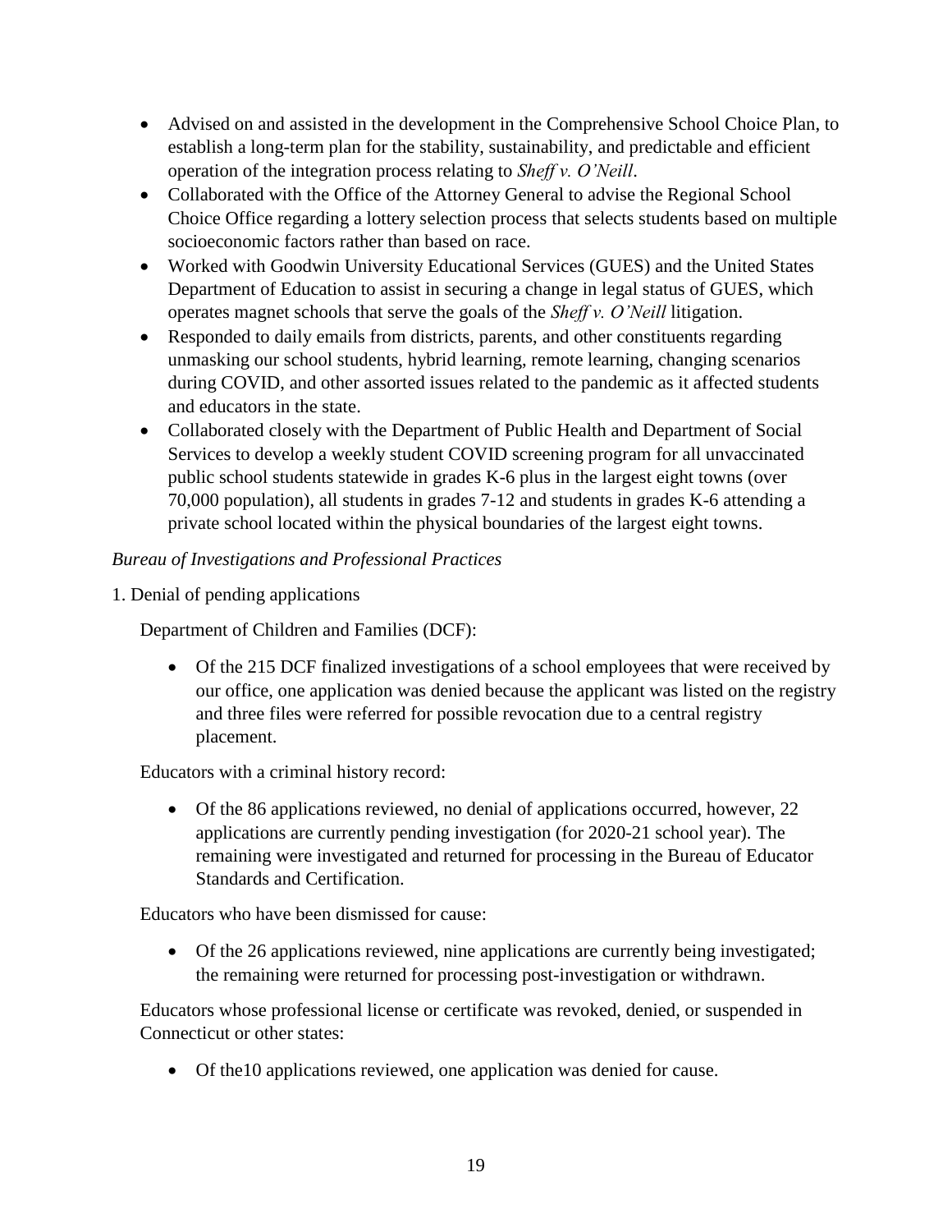- Advised on and assisted in the development in the Comprehensive School Choice Plan, to establish a long-term plan for the stability, sustainability, and predictable and efficient operation of the integration process relating to *Sheff v. O'Neill*.
- Collaborated with the Office of the Attorney General to advise the Regional School Choice Office regarding a lottery selection process that selects students based on multiple socioeconomic factors rather than based on race.
- Worked with Goodwin University Educational Services (GUES) and the United States Department of Education to assist in securing a change in legal status of GUES, which operates magnet schools that serve the goals of the *Sheff v. O'Neill* litigation.
- Responded to daily emails from districts, parents, and other constituents regarding unmasking our school students, hybrid learning, remote learning, changing scenarios during COVID, and other assorted issues related to the pandemic as it affected students and educators in the state.
- Collaborated closely with the Department of Public Health and Department of Social Services to develop a weekly student COVID screening program for all unvaccinated public school students statewide in grades K-6 plus in the largest eight towns (over 70,000 population), all students in grades 7-12 and students in grades K-6 attending a private school located within the physical boundaries of the largest eight towns.

*Bureau of Investigations and Professional Practices*

1. Denial of pending applications

Department of Children and Families (DCF):

- Of the 215 DCF finalized investigations of a school employees that were received by our office, one application was denied because the applicant was listed on the registry and three files were referred for possible revocation due to a central registry placement.

Educators with a criminal history record:

- Of the 86 applications reviewed, no denial of applications occurred, however, 22 applications are currently pending investigation (for 2020-21 school year). The remaining were investigated and returned for processing in the Bureau of Educator Standards and Certification.

Educators who have been dismissed for cause:

- Of the 26 applications reviewed, nine applications are currently being investigated; the remaining were returned for processing post-investigation or withdrawn.

Educators whose professional license or certificate was revoked, denied, or suspended in Connecticut or other states:

- Of the10 applications reviewed, one application was denied for cause.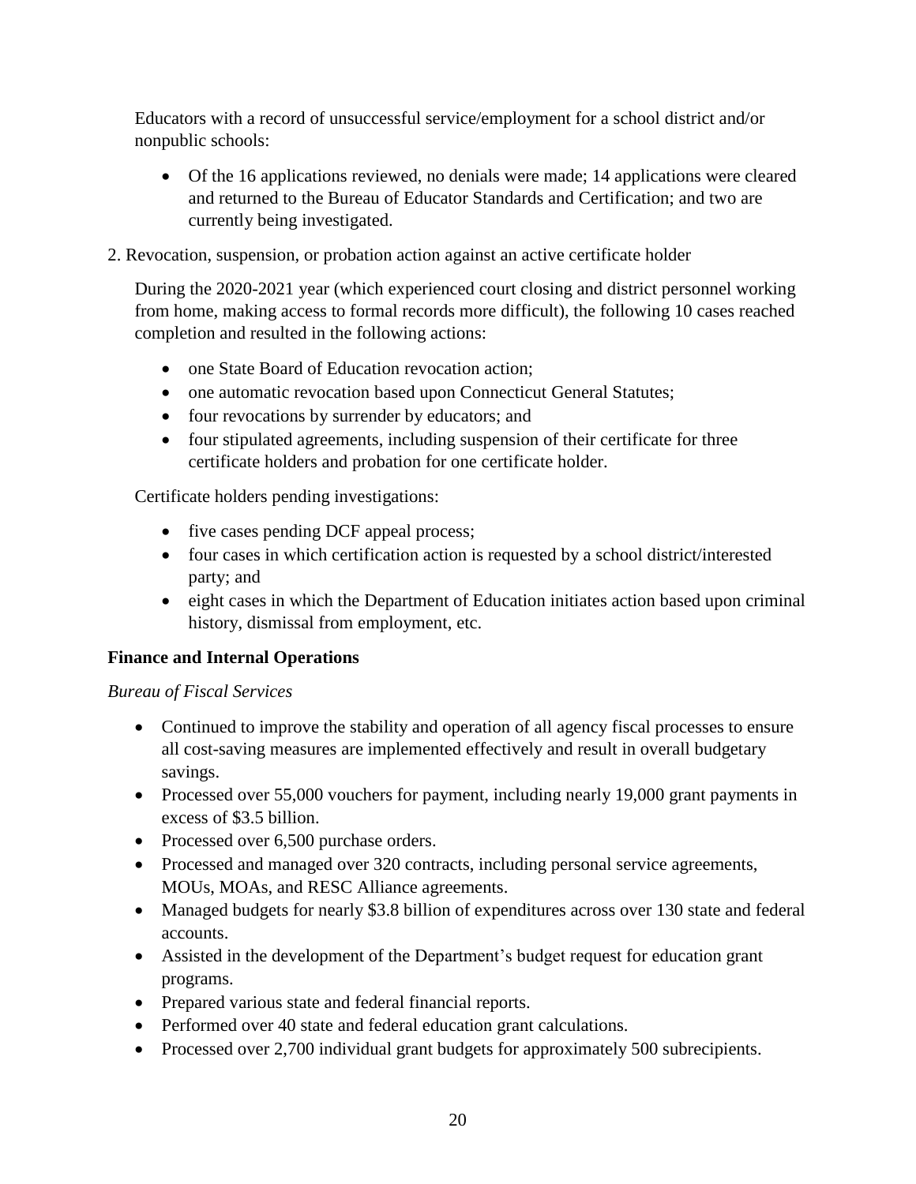Educators with a record of unsuccessful service/employment for a school district and/or nonpublic schools:

- Of the 16 applications reviewed, no denials were made; 14 applications were cleared and returned to the Bureau of Educator Standards and Certification; and two are currently being investigated.

2. Revocation, suspension, or probation action against an active certificate holder

During the 2020-2021 year (which experienced court closing and district personnel working from home, making access to formal records more difficult), the following 10 cases reached completion and resulted in the following actions:

- one State Board of Education revocation action;
- one automatic revocation based upon Connecticut General Statutes;
- four revocations by surrender by educators; and
- four stipulated agreements, including suspension of their certificate for three certificate holders and probation for one certificate holder.

Certificate holders pending investigations:

- five cases pending DCF appeal process;
- four cases in which certification action is requested by a school district/interested party; and
- eight cases in which the Department of Education initiates action based upon criminal history, dismissal from employment, etc.

**Finance and Internal Operations**

*Bureau of Fiscal Services*

- Continued to improve the stability and operation of all agency fiscal processes to ensure all cost-saving measures are implemented effectively and result in overall budgetary savings.
- Processed over 55,000 vouchers for payment, including nearly 19,000 grant payments in excess of $3.5 billion.
- Processed over 6,500 purchase orders.
- Processed and managed over 320 contracts, including personal service agreements, MOUs, MOAs, and RESC Alliance agreements.
- Managed budgets for nearly $3.8 billion of expenditures across over 130 state and federal accounts.
- Assisted in the development of the Department's budget request for education grant programs.
- Prepared various state and federal financial reports.
- Performed over 40 state and federal education grant calculations.
- Processed over 2,700 individual grant budgets for approximately 500 subrecipients.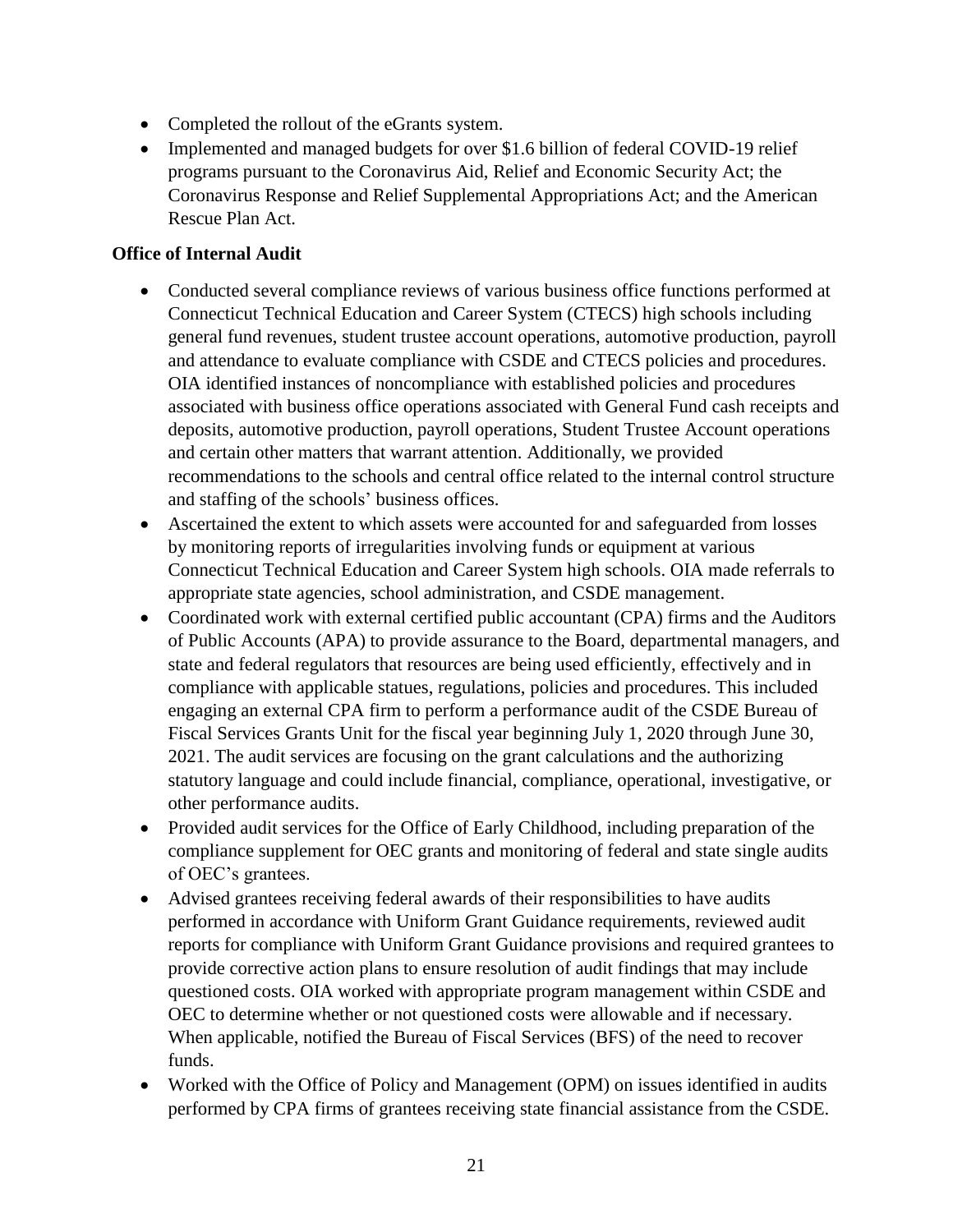- Completed the rollout of the eGrants system.
- Implemented and managed budgets for over $1.6 billion of federal COVID-19 relief programs pursuant to the Coronavirus Aid, Relief and Economic Security Act; the Coronavirus Response and Relief Supplemental Appropriations Act; and the American Rescue Plan Act.

**Office of Internal Audit**

- Conducted several compliance reviews of various business office functions performed at Connecticut Technical Education and Career System (CTECS) high schools including general fund revenues, student trustee account operations, automotive production, payroll and attendance to evaluate compliance with CSDE and CTECS policies and procedures. OIA identified instances of noncompliance with established policies and procedures associated with business office operations associated with General Fund cash receipts and deposits, automotive production, payroll operations, Student Trustee Account operations and certain other matters that warrant attention. Additionally, we provided recommendations to the schools and central office related to the internal control structure and staffing of the schools' business offices.
- Ascertained the extent to which assets were accounted for and safeguarded from losses by monitoring reports of irregularities involving funds or equipment at various Connecticut Technical Education and Career System high schools. OIA made referrals to appropriate state agencies, school administration, and CSDE management.
- Coordinated work with external certified public accountant (CPA) firms and the Auditors of Public Accounts (APA) to provide assurance to the Board, departmental managers, and state and federal regulators that resources are being used efficiently, effectively and in compliance with applicable statues, regulations, policies and procedures. This included engaging an external CPA firm to perform a performance audit of the CSDE Bureau of Fiscal Services Grants Unit for the fiscal year beginning July 1, 2020 through June 30, 2021. The audit services are focusing on the grant calculations and the authorizing statutory language and could include financial, compliance, operational, investigative, or other performance audits.
- Provided audit services for the Office of Early Childhood, including preparation of the compliance supplement for OEC grants and monitoring of federal and state single audits of OEC's grantees.
- Advised grantees receiving federal awards of their responsibilities to have audits performed in accordance with Uniform Grant Guidance requirements, reviewed audit reports for compliance with Uniform Grant Guidance provisions and required grantees to provide corrective action plans to ensure resolution of audit findings that may include questioned costs. OIA worked with appropriate program management within CSDE and OEC to determine whether or not questioned costs were allowable and if necessary. When applicable, notified the Bureau of Fiscal Services (BFS) of the need to recover funds.
- Worked with the Office of Policy and Management (OPM) on issues identified in audits performed by CPA firms of grantees receiving state financial assistance from the CSDE.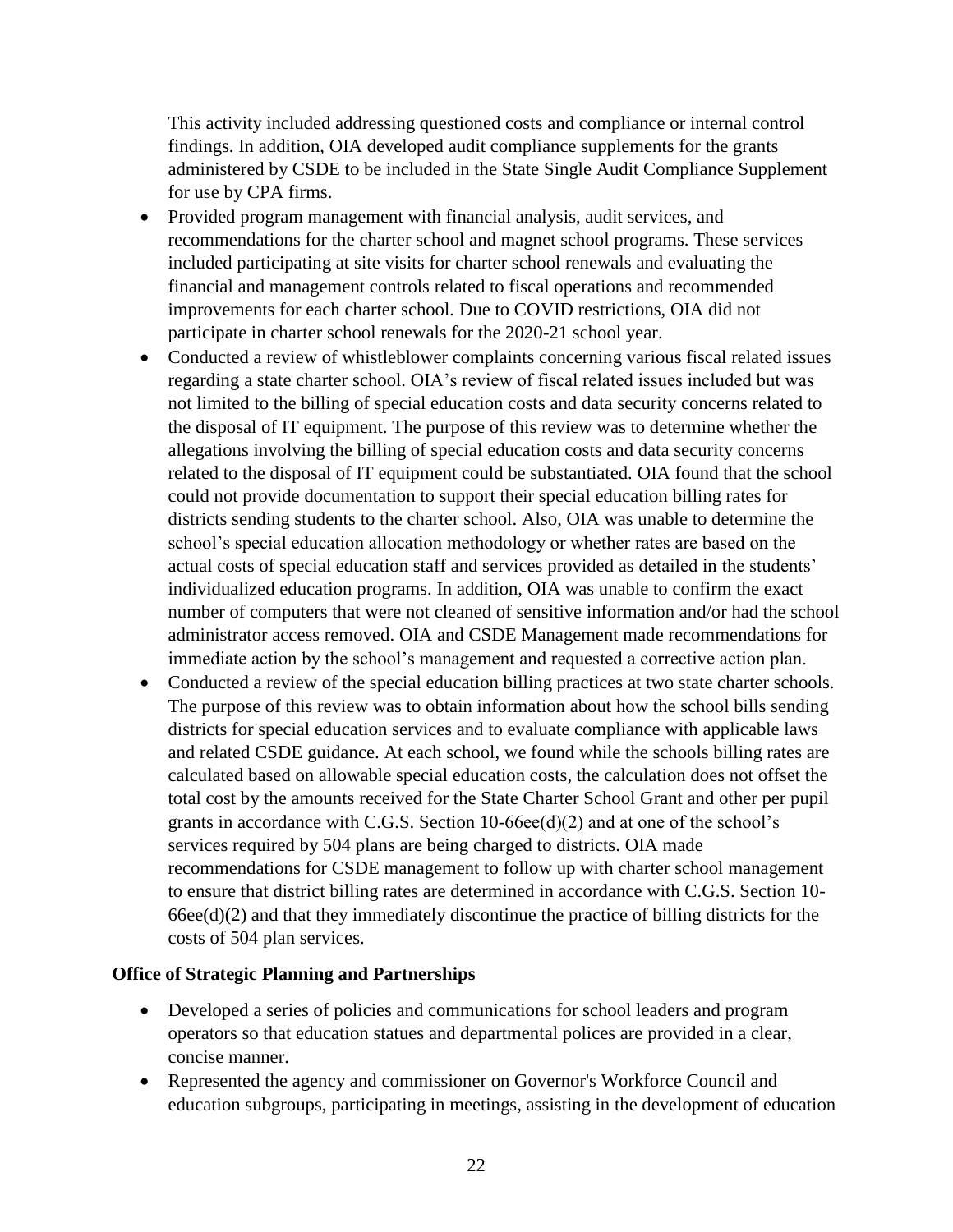This activity included addressing questioned costs and compliance or internal control findings. In addition, OIA developed audit compliance supplements for the grants administered by CSDE to be included in the State Single Audit Compliance Supplement for use by CPA firms.

- Provided program management with financial analysis, audit services, and recommendations for the charter school and magnet school programs. These services included participating at site visits for charter school renewals and evaluating the financial and management controls related to fiscal operations and recommended improvements for each charter school. Due to COVID restrictions, OIA did not participate in charter school renewals for the 2020-21 school year.
- Conducted a review of whistleblower complaints concerning various fiscal related issues regarding a state charter school. OIA's review of fiscal related issues included but was not limited to the billing of special education costs and data security concerns related to the disposal of IT equipment. The purpose of this review was to determine whether the allegations involving the billing of special education costs and data security concerns related to the disposal of IT equipment could be substantiated. OIA found that the school could not provide documentation to support their special education billing rates for districts sending students to the charter school. Also, OIA was unable to determine the school's special education allocation methodology or whether rates are based on the actual costs of special education staff and services provided as detailed in the students' individualized education programs. In addition, OIA was unable to confirm the exact number of computers that were not cleaned of sensitive information and/or had the school administrator access removed. OIA and CSDE Management made recommendations for immediate action by the school's management and requested a corrective action plan.
- Conducted a review of the special education billing practices at two state charter schools. The purpose of this review was to obtain information about how the school bills sending districts for special education services and to evaluate compliance with applicable laws and related CSDE guidance. At each school, we found while the schools billing rates are calculated based on allowable special education costs, the calculation does not offset the total cost by the amounts received for the State Charter School Grant and other per pupil grants in accordance with C.G.S. Section 10-66ee(d)(2) and at one of the school's services required by 504 plans are being charged to districts. OIA made recommendations for CSDE management to follow up with charter school management to ensure that district billing rates are determined in accordance with C.G.S. Section 10-66ee(d)(2) and that they immediately discontinue the practice of billing districts for the costs of 504 plan services.

**Office of Strategic Planning and Partnerships**

- Developed a series of policies and communications for school leaders and program operators so that education statues and departmental polices are provided in a clear, concise manner.
- Represented the agency and commissioner on Governor's Workforce Council and education subgroups, participating in meetings, assisting in the development of education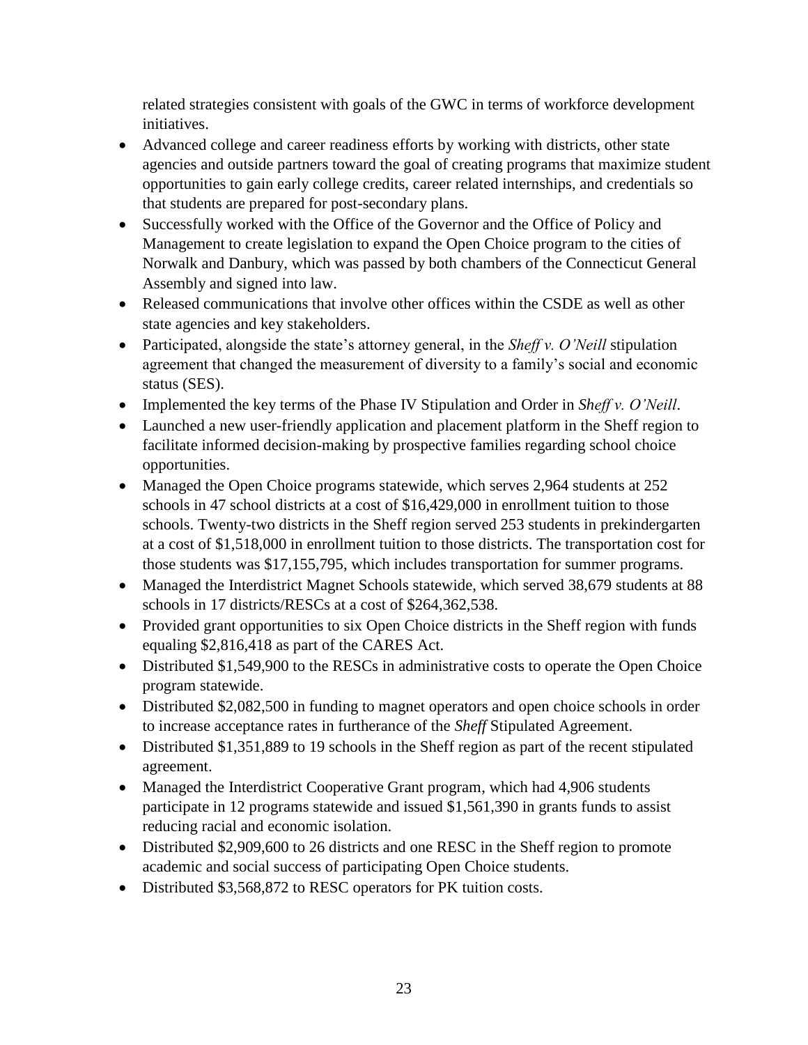related strategies consistent with goals of the GWC in terms of workforce development initiatives.

- Advanced college and career readiness efforts by working with districts, other state agencies and outside partners toward the goal of creating programs that maximize student opportunities to gain early college credits, career related internships, and credentials so that students are prepared for post-secondary plans.
- Successfully worked with the Office of the Governor and the Office of Policy and Management to create legislation to expand the Open Choice program to the cities of Norwalk and Danbury, which was passed by both chambers of the Connecticut General Assembly and signed into law.
- Released communications that involve other offices within the CSDE as well as other state agencies and key stakeholders.
- Participated, alongside the state's attorney general, in the *Sheff v. O'Neill* stipulation agreement that changed the measurement of diversity to a family's social and economic status (SES).
- Implemented the key terms of the Phase IV Stipulation and Order in *Sheff v. O'Neill*.
- Launched a new user-friendly application and placement platform in the Sheff region to facilitate informed decision-making by prospective families regarding school choice opportunities.
- Managed the Open Choice programs statewide, which serves 2,964 students at 252 schools in 47 school districts at a cost of $16,429,000 in enrollment tuition to those schools. Twenty-two districts in the Sheff region served 253 students in prekindergarten at a cost of $1,518,000 in enrollment tuition to those districts. The transportation cost for those students was $17,155,795, which includes transportation for summer programs.
- Managed the Interdistrict Magnet Schools statewide, which served 38,679 students at 88 schools in 17 districts/RESCs at a cost of $264,362,538.
- Provided grant opportunities to six Open Choice districts in the Sheff region with funds equaling $2,816,418 as part of the CARES Act.
- Distributed $1,549,900 to the RESCs in administrative costs to operate the Open Choice program statewide.
- Distributed $2,082,500 in funding to magnet operators and open choice schools in order to increase acceptance rates in furtherance of the *Sheff* Stipulated Agreement.
- Distributed $1,351,889 to 19 schools in the Sheff region as part of the recent stipulated agreement.
- Managed the Interdistrict Cooperative Grant program, which had 4,906 students participate in 12 programs statewide and issued $1,561,390 in grants funds to assist reducing racial and economic isolation.
- Distributed $2,909,600 to 26 districts and one RESC in the Sheff region to promote academic and social success of participating Open Choice students.
- Distributed $3,568,872 to RESC operators for PK tuition costs.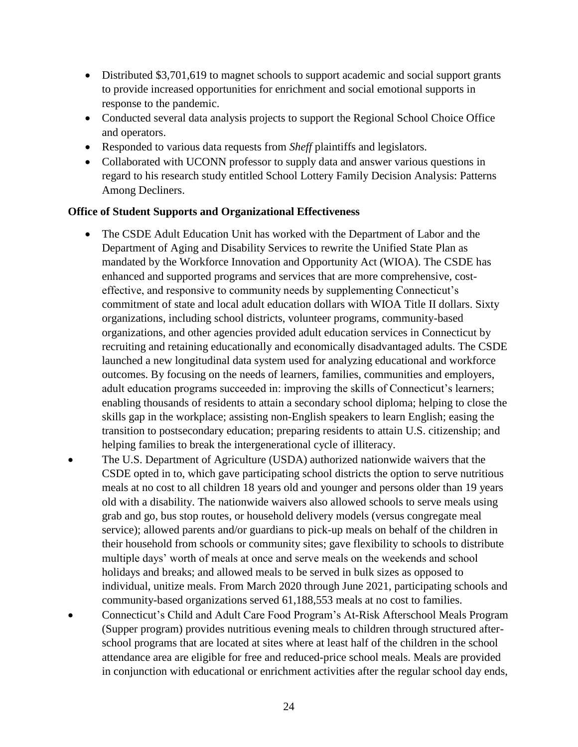- Distributed $3,701,619 to magnet schools to support academic and social support grants to provide increased opportunities for enrichment and social emotional supports in response to the pandemic.
- Conducted several data analysis projects to support the Regional School Choice Office and operators.
- Responded to various data requests from *Sheff* plaintiffs and legislators.
- Collaborated with UCONN professor to supply data and answer various questions in regard to his research study entitled School Lottery Family Decision Analysis: Patterns Among Decliners.

**Office of Student Supports and Organizational Effectiveness**

- The CSDE Adult Education Unit has worked with the Department of Labor and the Department of Aging and Disability Services to rewrite the Unified State Plan as mandated by the Workforce Innovation and Opportunity Act (WIOA). The CSDE has enhanced and supported programs and services that are more comprehensive, cost-effective, and responsive to community needs by supplementing Connecticut's commitment of state and local adult education dollars with WIOA Title II dollars. Sixty organizations, including school districts, volunteer programs, community-based organizations, and other agencies provided adult education services in Connecticut by recruiting and retaining educationally and economically disadvantaged adults. The CSDE launched a new longitudinal data system used for analyzing educational and workforce outcomes. By focusing on the needs of learners, families, communities and employers, adult education programs succeeded in: improving the skills of Connecticut's learners; enabling thousands of residents to attain a secondary school diploma; helping to close the skills gap in the workplace; assisting non-English speakers to learn English; easing the transition to postsecondary education; preparing residents to attain U.S. citizenship; and helping families to break the intergenerational cycle of illiteracy.
- The U.S. Department of Agriculture (USDA) authorized nationwide waivers that the CSDE opted in to, which gave participating school districts the option to serve nutritious meals at no cost to all children 18 years old and younger and persons older than 19 years old with a disability. The nationwide waivers also allowed schools to serve meals using grab and go, bus stop routes, or household delivery models (versus congregate meal service); allowed parents and/or guardians to pick-up meals on behalf of the children in their household from schools or community sites; gave flexibility to schools to distribute multiple days' worth of meals at once and serve meals on the weekends and school holidays and breaks; and allowed meals to be served in bulk sizes as opposed to individual, unitize meals. From March 2020 through June 2021, participating schools and community-based organizations served 61,188,553 meals at no cost to families.
- Connecticut's Child and Adult Care Food Program's At-Risk Afterschool Meals Program (Supper program) provides nutritious evening meals to children through structured after-school programs that are located at sites where at least half of the children in the school attendance area are eligible for free and reduced-price school meals. Meals are provided in conjunction with educational or enrichment activities after the regular school day ends,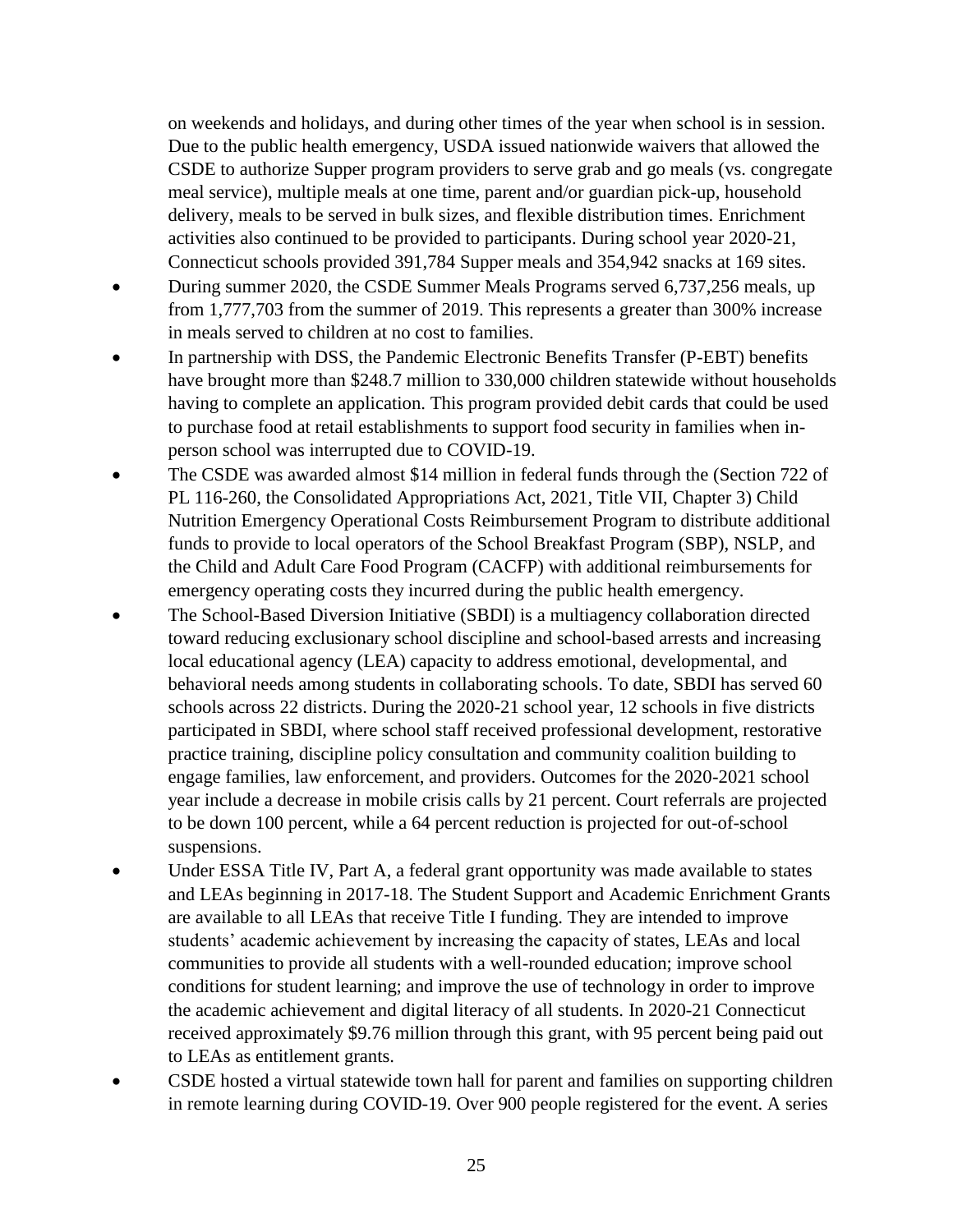on weekends and holidays, and during other times of the year when school is in session. Due to the public health emergency, USDA issued nationwide waivers that allowed the CSDE to authorize Supper program providers to serve grab and go meals (vs. congregate meal service), multiple meals at one time, parent and/or guardian pick-up, household delivery, meals to be served in bulk sizes, and flexible distribution times. Enrichment activities also continued to be provided to participants. During school year 2020-21, Connecticut schools provided 391,784 Supper meals and 354,942 snacks at 169 sites.

- During summer 2020, the CSDE Summer Meals Programs served 6,737,256 meals, up from 1,777,703 from the summer of 2019. This represents a greater than 300% increase in meals served to children at no cost to families.
- In partnership with DSS, the Pandemic Electronic Benefits Transfer (P-EBT) benefits have brought more than $248.7 million to 330,000 children statewide without households having to complete an application. This program provided debit cards that could be used to purchase food at retail establishments to support food security in families when in-person school was interrupted due to COVID-19.
- The CSDE was awarded almost $14 million in federal funds through the (Section 722 of PL 116-260, the Consolidated Appropriations Act, 2021, Title VII, Chapter 3) Child Nutrition Emergency Operational Costs Reimbursement Program to distribute additional funds to provide to local operators of the School Breakfast Program (SBP), NSLP, and the Child and Adult Care Food Program (CACFP) with additional reimbursements for emergency operating costs they incurred during the public health emergency.
- The School-Based Diversion Initiative (SBDI) is a multiagency collaboration directed toward reducing exclusionary school discipline and school-based arrests and increasing local educational agency (LEA) capacity to address emotional, developmental, and behavioral needs among students in collaborating schools. To date, SBDI has served 60 schools across 22 districts. During the 2020-21 school year, 12 schools in five districts participated in SBDI, where school staff received professional development, restorative practice training, discipline policy consultation and community coalition building to engage families, law enforcement, and providers. Outcomes for the 2020-2021 school year include a decrease in mobile crisis calls by 21 percent. Court referrals are projected to be down 100 percent, while a 64 percent reduction is projected for out-of-school suspensions.
- Under ESSA Title IV, Part A, a federal grant opportunity was made available to states and LEAs beginning in 2017-18. The Student Support and Academic Enrichment Grants are available to all LEAs that receive Title I funding. They are intended to improve students' academic achievement by increasing the capacity of states, LEAs and local communities to provide all students with a well-rounded education; improve school conditions for student learning; and improve the use of technology in order to improve the academic achievement and digital literacy of all students. In 2020-21 Connecticut received approximately $9.76 million through this grant, with 95 percent being paid out to LEAs as entitlement grants.
- CSDE hosted a virtual statewide town hall for parent and families on supporting children in remote learning during COVID-19. Over 900 people registered for the event. A series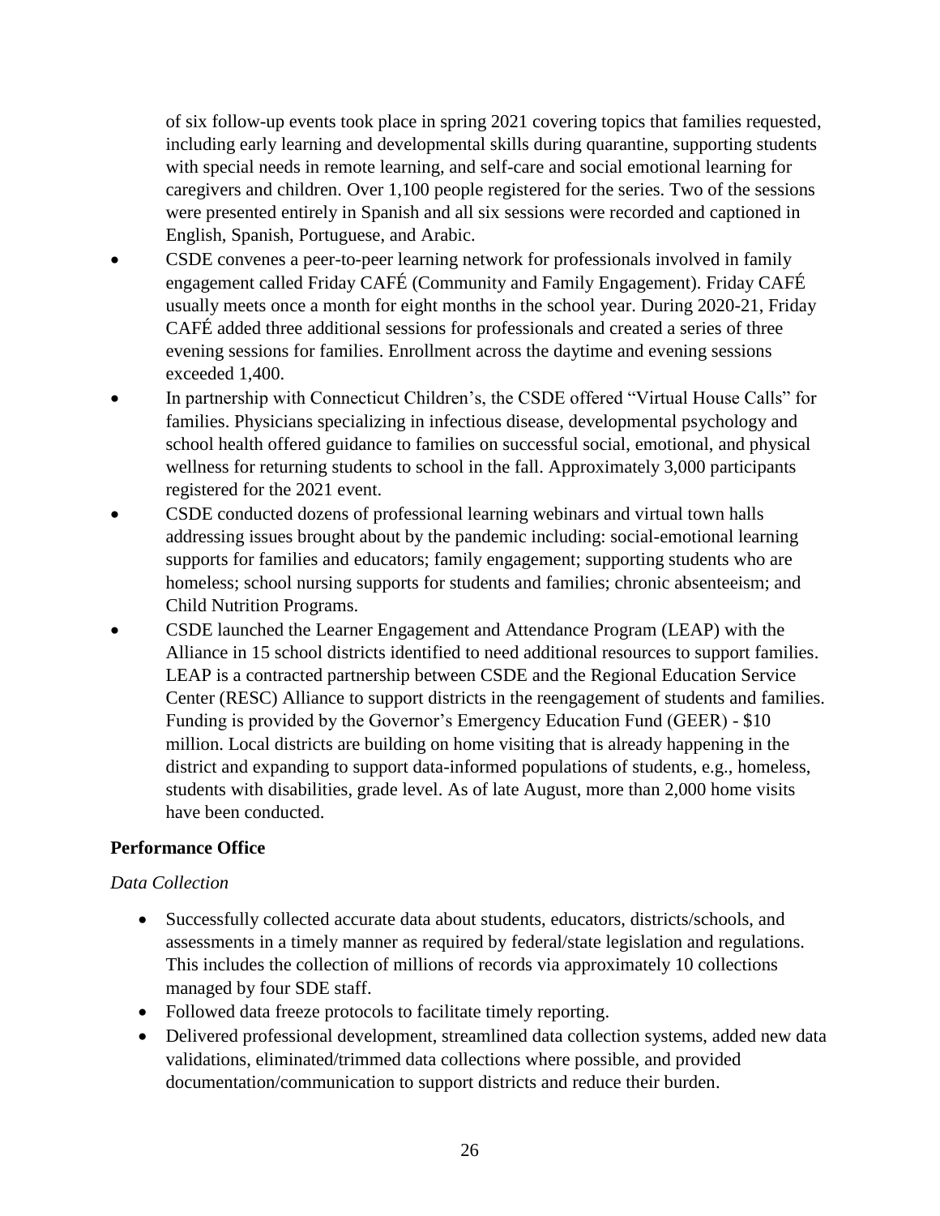of six follow-up events took place in spring 2021 covering topics that families requested, including early learning and developmental skills during quarantine, supporting students with special needs in remote learning, and self-care and social emotional learning for caregivers and children. Over 1,100 people registered for the series. Two of the sessions were presented entirely in Spanish and all six sessions were recorded and captioned in English, Spanish, Portuguese, and Arabic.

- CSDE convenes a peer-to-peer learning network for professionals involved in family engagement called Friday CAFÉ (Community and Family Engagement). Friday CAFÉ usually meets once a month for eight months in the school year. During 2020-21, Friday CAFÉ added three additional sessions for professionals and created a series of three evening sessions for families. Enrollment across the daytime and evening sessions exceeded 1,400.
- In partnership with Connecticut Children's, the CSDE offered "Virtual House Calls" for families. Physicians specializing in infectious disease, developmental psychology and school health offered guidance to families on successful social, emotional, and physical wellness for returning students to school in the fall. Approximately 3,000 participants registered for the 2021 event.
- CSDE conducted dozens of professional learning webinars and virtual town halls addressing issues brought about by the pandemic including: social-emotional learning supports for families and educators; family engagement; supporting students who are homeless; school nursing supports for students and families; chronic absenteeism; and Child Nutrition Programs.
- CSDE launched the Learner Engagement and Attendance Program (LEAP) with the Alliance in 15 school districts identified to need additional resources to support families. LEAP is a contracted partnership between CSDE and the Regional Education Service Center (RESC) Alliance to support districts in the reengagement of students and families. Funding is provided by the Governor's Emergency Education Fund (GEER) - $10 million. Local districts are building on home visiting that is already happening in the district and expanding to support data-informed populations of students, e.g., homeless, students with disabilities, grade level. As of late August, more than 2,000 home visits have been conducted.

**Performance Office**

*Data Collection*

- Successfully collected accurate data about students, educators, districts/schools, and assessments in a timely manner as required by federal/state legislation and regulations. This includes the collection of millions of records via approximately 10 collections managed by four SDE staff.
- Followed data freeze protocols to facilitate timely reporting.
- Delivered professional development, streamlined data collection systems, added new data validations, eliminated/trimmed data collections where possible, and provided documentation/communication to support districts and reduce their burden.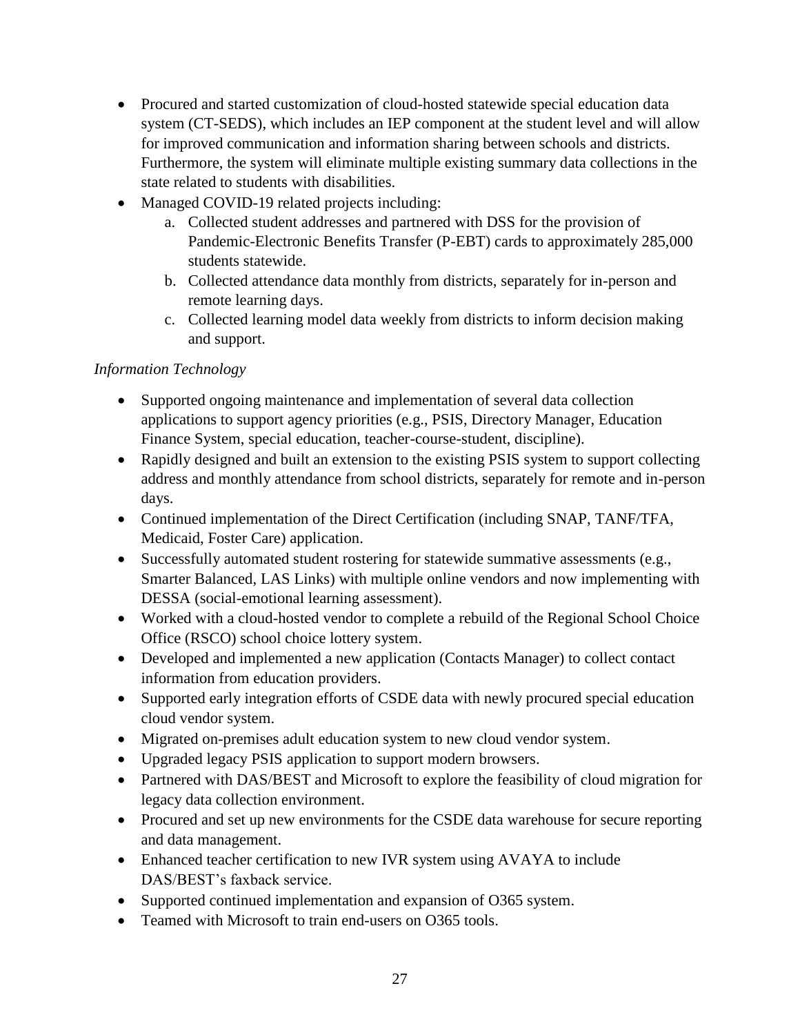- Procured and started customization of cloud-hosted statewide special education data system (CT-SEDS), which includes an IEP component at the student level and will allow for improved communication and information sharing between schools and districts. Furthermore, the system will eliminate multiple existing summary data collections in the state related to students with disabilities.
- Managed COVID-19 related projects including:
    a. Collected student addresses and partnered with DSS for the provision of Pandemic-Electronic Benefits Transfer (P-EBT) cards to approximately 285,000 students statewide.
    b. Collected attendance data monthly from districts, separately for in-person and remote learning days.
    c. Collected learning model data weekly from districts to inform decision making and support.

*Information Technology*

- Supported ongoing maintenance and implementation of several data collection applications to support agency priorities (e.g., PSIS, Directory Manager, Education Finance System, special education, teacher-course-student, discipline).
- Rapidly designed and built an extension to the existing PSIS system to support collecting address and monthly attendance from school districts, separately for remote and in-person days.
- Continued implementation of the Direct Certification (including SNAP, TANF/TFA, Medicaid, Foster Care) application.
- Successfully automated student rostering for statewide summative assessments (e.g., Smarter Balanced, LAS Links) with multiple online vendors and now implementing with DESSA (social-emotional learning assessment).
- Worked with a cloud-hosted vendor to complete a rebuild of the Regional School Choice Office (RSCO) school choice lottery system.
- Developed and implemented a new application (Contacts Manager) to collect contact information from education providers.
- Supported early integration efforts of CSDE data with newly procured special education cloud vendor system.
- Migrated on-premises adult education system to new cloud vendor system.
- Upgraded legacy PSIS application to support modern browsers.
- Partnered with DAS/BEST and Microsoft to explore the feasibility of cloud migration for legacy data collection environment.
- Procured and set up new environments for the CSDE data warehouse for secure reporting and data management.
- Enhanced teacher certification to new IVR system using AVAYA to include DAS/BEST's faxback service.
- Supported continued implementation and expansion of O365 system.
- Teamed with Microsoft to train end-users on O365 tools.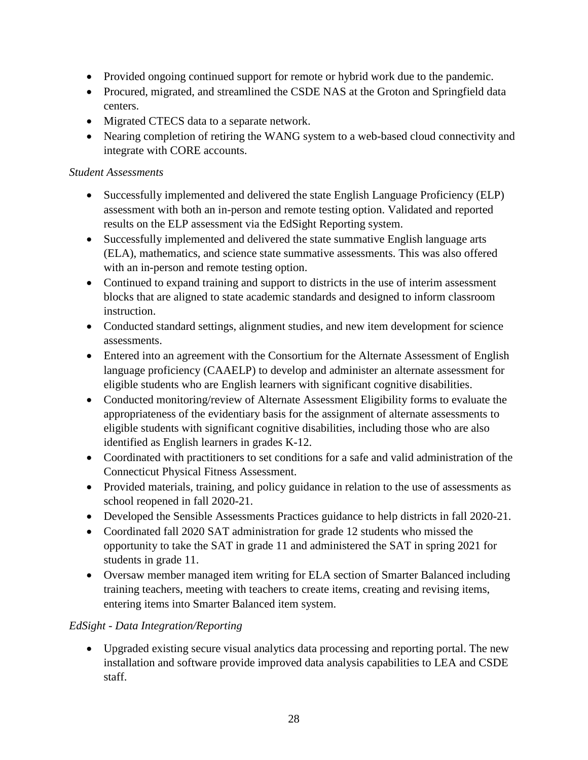- Provided ongoing continued support for remote or hybrid work due to the pandemic.
- Procured, migrated, and streamlined the CSDE NAS at the Groton and Springfield data centers.
- Migrated CTECS data to a separate network.
- Nearing completion of retiring the WANG system to a web-based cloud connectivity and integrate with CORE accounts.

*Student Assessments*

- Successfully implemented and delivered the state English Language Proficiency (ELP) assessment with both an in-person and remote testing option. Validated and reported results on the ELP assessment via the EdSight Reporting system.
- Successfully implemented and delivered the state summative English language arts (ELA), mathematics, and science state summative assessments. This was also offered with an in-person and remote testing option.
- Continued to expand training and support to districts in the use of interim assessment blocks that are aligned to state academic standards and designed to inform classroom instruction.
- Conducted standard settings, alignment studies, and new item development for science assessments.
- Entered into an agreement with the Consortium for the Alternate Assessment of English language proficiency (CAAELP) to develop and administer an alternate assessment for eligible students who are English learners with significant cognitive disabilities.
- Conducted monitoring/review of Alternate Assessment Eligibility forms to evaluate the appropriateness of the evidentiary basis for the assignment of alternate assessments to eligible students with significant cognitive disabilities, including those who are also identified as English learners in grades K-12.
- Coordinated with practitioners to set conditions for a safe and valid administration of the Connecticut Physical Fitness Assessment.
- Provided materials, training, and policy guidance in relation to the use of assessments as school reopened in fall 2020-21.
- Developed the Sensible Assessments Practices guidance to help districts in fall 2020-21.
- Coordinated fall 2020 SAT administration for grade 12 students who missed the opportunity to take the SAT in grade 11 and administered the SAT in spring 2021 for students in grade 11.
- Oversaw member managed item writing for ELA section of Smarter Balanced including training teachers, meeting with teachers to create items, creating and revising items, entering items into Smarter Balanced item system.

*EdSight - Data Integration/Reporting*

- Upgraded existing secure visual analytics data processing and reporting portal. The new installation and software provide improved data analysis capabilities to LEA and CSDE staff.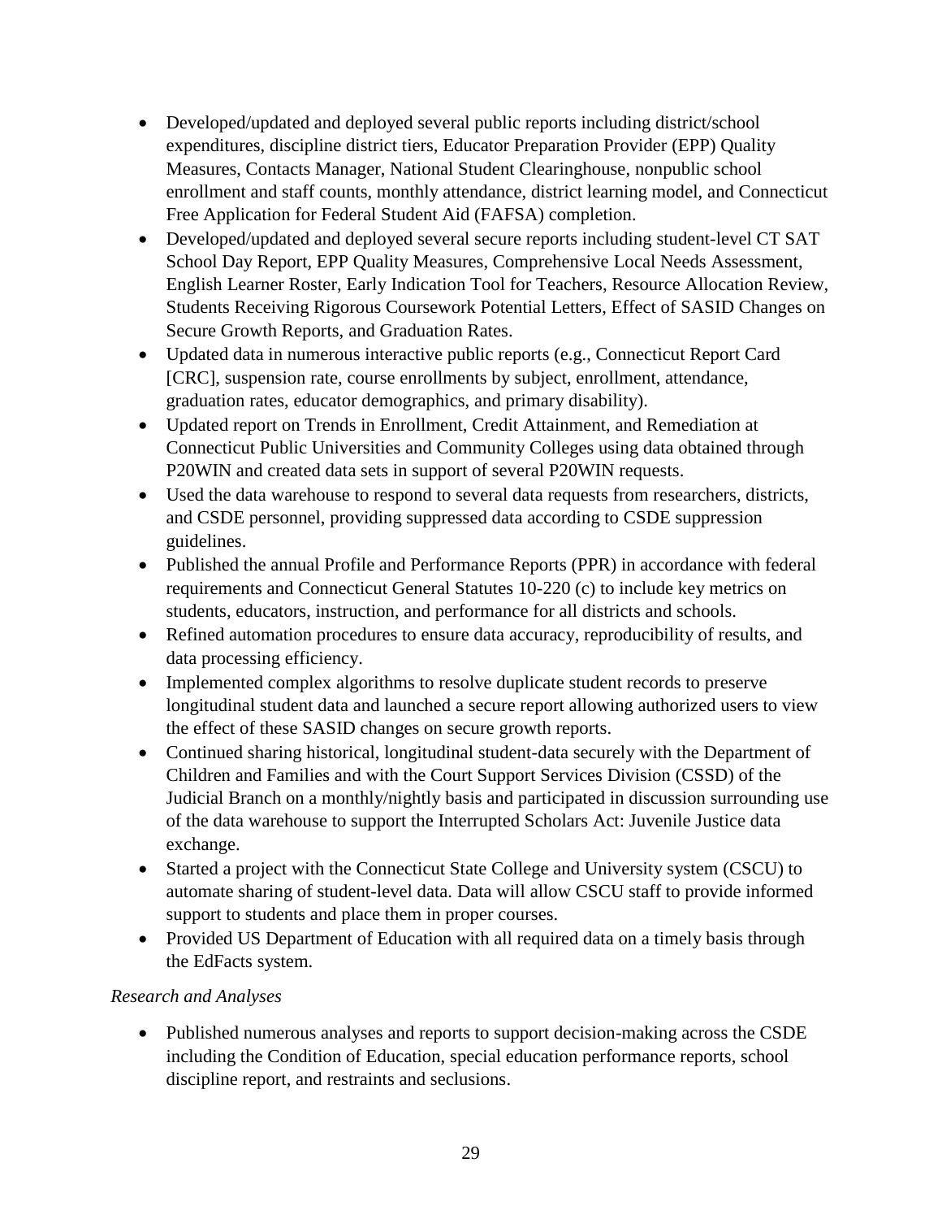- Developed/updated and deployed several public reports including district/school expenditures, discipline district tiers, Educator Preparation Provider (EPP) Quality Measures, Contacts Manager, National Student Clearinghouse, nonpublic school enrollment and staff counts, monthly attendance, district learning model, and Connecticut Free Application for Federal Student Aid (FAFSA) completion.
- Developed/updated and deployed several secure reports including student-level CT SAT School Day Report, EPP Quality Measures, Comprehensive Local Needs Assessment, English Learner Roster, Early Indication Tool for Teachers, Resource Allocation Review, Students Receiving Rigorous Coursework Potential Letters, Effect of SASID Changes on Secure Growth Reports, and Graduation Rates.
- Updated data in numerous interactive public reports (e.g., Connecticut Report Card [CRC], suspension rate, course enrollments by subject, enrollment, attendance, graduation rates, educator demographics, and primary disability).
- Updated report on Trends in Enrollment, Credit Attainment, and Remediation at Connecticut Public Universities and Community Colleges using data obtained through P20WIN and created data sets in support of several P20WIN requests.
- Used the data warehouse to respond to several data requests from researchers, districts, and CSDE personnel, providing suppressed data according to CSDE suppression guidelines.
- Published the annual Profile and Performance Reports (PPR) in accordance with federal requirements and Connecticut General Statutes 10-220 (c) to include key metrics on students, educators, instruction, and performance for all districts and schools.
- Refined automation procedures to ensure data accuracy, reproducibility of results, and data processing efficiency.
- Implemented complex algorithms to resolve duplicate student records to preserve longitudinal student data and launched a secure report allowing authorized users to view the effect of these SASID changes on secure growth reports.
- Continued sharing historical, longitudinal student-data securely with the Department of Children and Families and with the Court Support Services Division (CSSD) of the Judicial Branch on a monthly/nightly basis and participated in discussion surrounding use of the data warehouse to support the Interrupted Scholars Act: Juvenile Justice data exchange.
- Started a project with the Connecticut State College and University system (CSCU) to automate sharing of student-level data. Data will allow CSCU staff to provide informed support to students and place them in proper courses.
- Provided US Department of Education with all required data on a timely basis through the EdFacts system.

*Research and Analyses*

- Published numerous analyses and reports to support decision-making across the CSDE including the Condition of Education, special education performance reports, school discipline report, and restraints and seclusions.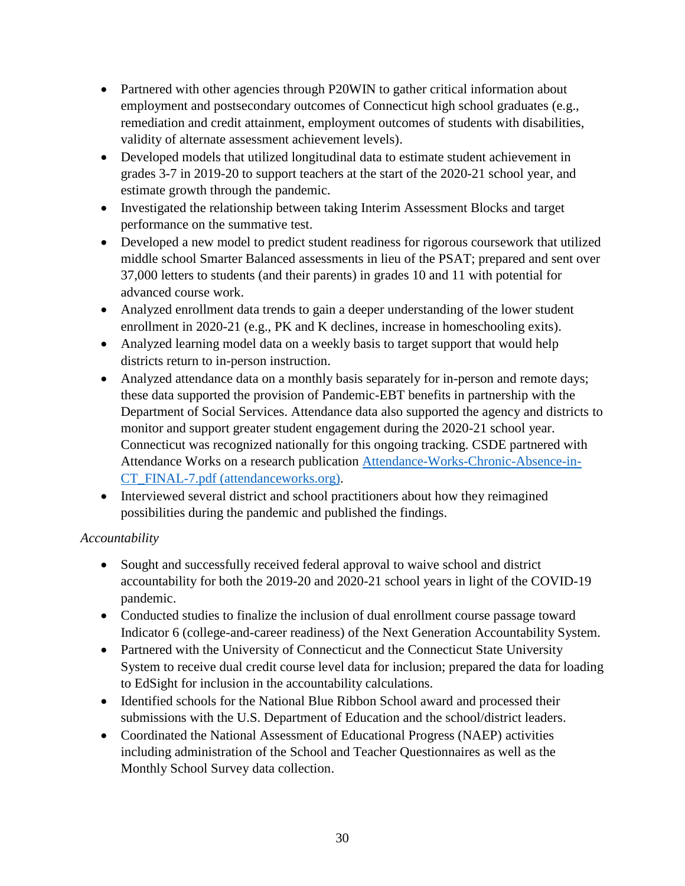- Partnered with other agencies through P20WIN to gather critical information about employment and postsecondary outcomes of Connecticut high school graduates (e.g., remediation and credit attainment, employment outcomes of students with disabilities, validity of alternate assessment achievement levels).
- Developed models that utilized longitudinal data to estimate student achievement in grades 3-7 in 2019-20 to support teachers at the start of the 2020-21 school year, and estimate growth through the pandemic.
- Investigated the relationship between taking Interim Assessment Blocks and target performance on the summative test.
- Developed a new model to predict student readiness for rigorous coursework that utilized middle school Smarter Balanced assessments in lieu of the PSAT; prepared and sent over 37,000 letters to students (and their parents) in grades 10 and 11 with potential for advanced course work.
- Analyzed enrollment data trends to gain a deeper understanding of the lower student enrollment in 2020-21 (e.g., PK and K declines, increase in homeschooling exits).
- Analyzed learning model data on a weekly basis to target support that would help districts return to in-person instruction.
- Analyzed attendance data on a monthly basis separately for in-person and remote days; these data supported the provision of Pandemic-EBT benefits in partnership with the Department of Social Services. Attendance data also supported the agency and districts to monitor and support greater student engagement during the 2020-21 school year. Connecticut was recognized nationally for this ongoing tracking. CSDE partnered with Attendance Works on a research publication [Attendance-Works-Chronic-Absence-in-CT_FINAL-7.pdf (attendanceworks.org)](Attendance-Works-Chronic-Absence-in-CT_FINAL-7.pdf).
- Interviewed several district and school practitioners about how they reimagined possibilities during the pandemic and published the findings.

*Accountability*

- Sought and successfully received federal approval to waive school and district accountability for both the 2019-20 and 2020-21 school years in light of the COVID-19 pandemic.
- Conducted studies to finalize the inclusion of dual enrollment course passage toward Indicator 6 (college-and-career readiness) of the Next Generation Accountability System.
- Partnered with the University of Connecticut and the Connecticut State University System to receive dual credit course level data for inclusion; prepared the data for loading to EdSight for inclusion in the accountability calculations.
- Identified schools for the National Blue Ribbon School award and processed their submissions with the U.S. Department of Education and the school/district leaders.
- Coordinated the National Assessment of Educational Progress (NAEP) activities including administration of the School and Teacher Questionnaires as well as the Monthly School Survey data collection.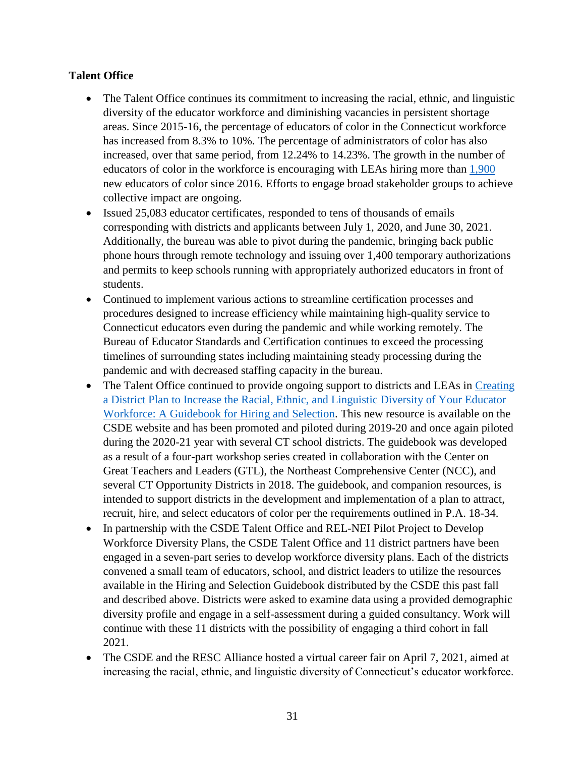**Talent Office**

- The Talent Office continues its commitment to increasing the racial, ethnic, and linguistic diversity of the educator workforce and diminishing vacancies in persistent shortage areas. Since 2015-16, the percentage of educators of color in the Connecticut workforce has increased from 8.3% to 10%. The percentage of administrators of color has also increased, over that same period, from 12.24% to 14.23%. The growth in the number of educators of color in the workforce is encouraging with LEAs hiring more than 1,900 new educators of color since 2016. Efforts to engage broad stakeholder groups to achieve collective impact are ongoing.
- Issued 25,083 educator certificates, responded to tens of thousands of emails corresponding with districts and applicants between July 1, 2020, and June 30, 2021. Additionally, the bureau was able to pivot during the pandemic, bringing back public phone hours through remote technology and issuing over 1,400 temporary authorizations and permits to keep schools running with appropriately authorized educators in front of students.
- Continued to implement various actions to streamline certification processes and procedures designed to increase efficiency while maintaining high-quality service to Connecticut educators even during the pandemic and while working remotely. The Bureau of Educator Standards and Certification continues to exceed the processing timelines of surrounding states including maintaining steady processing during the pandemic and with decreased staffing capacity in the bureau.
- The Talent Office continued to provide ongoing support to districts and LEAs in Creating a District Plan to Increase the Racial, Ethnic, and Linguistic Diversity of Your Educator Workforce: A Guidebook for Hiring and Selection. This new resource is available on the CSDE website and has been promoted and piloted during 2019-20 and once again piloted during the 2020-21 year with several CT school districts. The guidebook was developed as a result of a four-part workshop series created in collaboration with the Center on Great Teachers and Leaders (GTL), the Northeast Comprehensive Center (NCC), and several CT Opportunity Districts in 2018. The guidebook, and companion resources, is intended to support districts in the development and implementation of a plan to attract, recruit, hire, and select educators of color per the requirements outlined in P.A. 18-34.
- In partnership with the CSDE Talent Office and REL-NEI Pilot Project to Develop Workforce Diversity Plans, the CSDE Talent Office and 11 district partners have been engaged in a seven-part series to develop workforce diversity plans. Each of the districts convened a small team of educators, school, and district leaders to utilize the resources available in the Hiring and Selection Guidebook distributed by the CSDE this past fall and described above. Districts were asked to examine data using a provided demographic diversity profile and engage in a self-assessment during a guided consultancy. Work will continue with these 11 districts with the possibility of engaging a third cohort in fall 2021.
- The CSDE and the RESC Alliance hosted a virtual career fair on April 7, 2021, aimed at increasing the racial, ethnic, and linguistic diversity of Connecticut's educator workforce.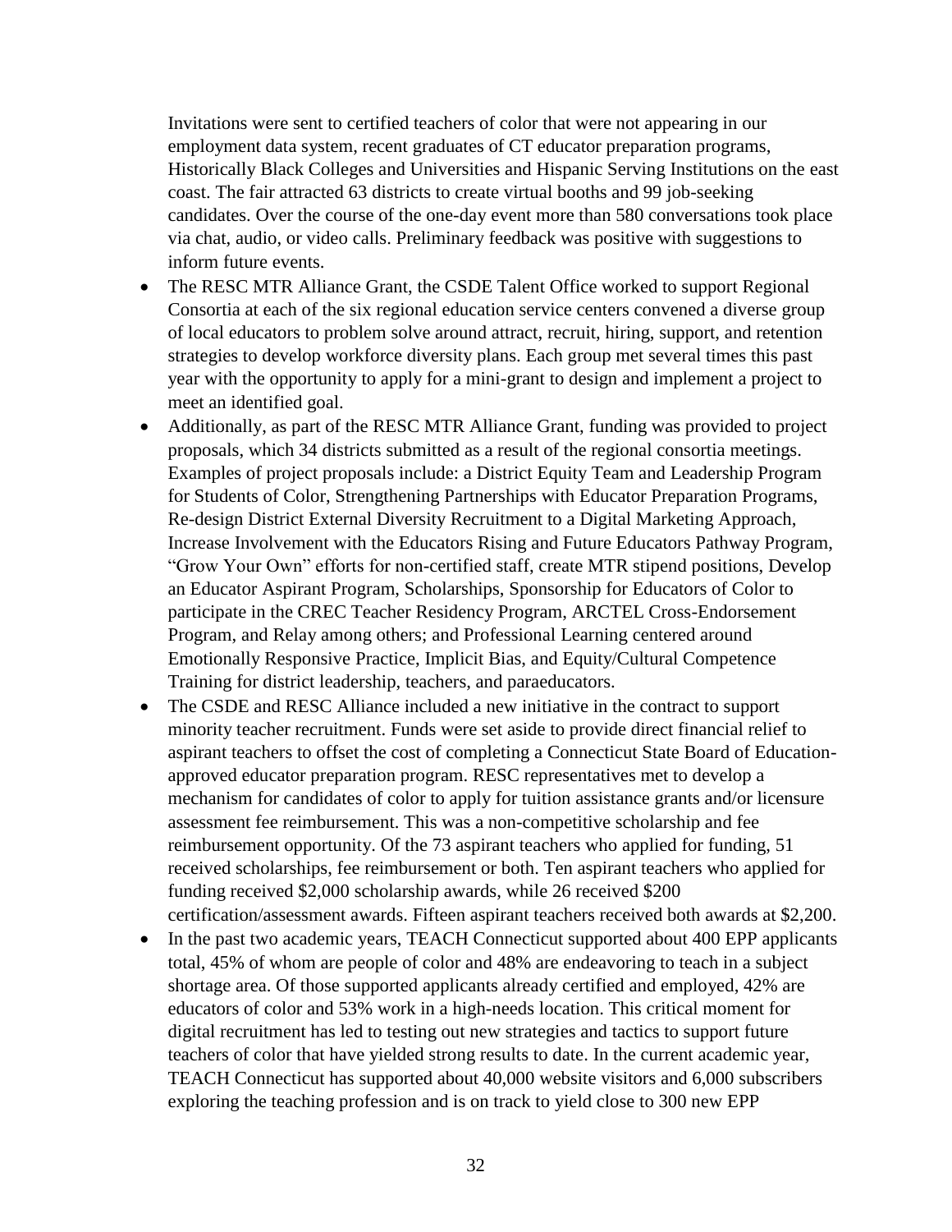Invitations were sent to certified teachers of color that were not appearing in our employment data system, recent graduates of CT educator preparation programs, Historically Black Colleges and Universities and Hispanic Serving Institutions on the east coast. The fair attracted 63 districts to create virtual booths and 99 job-seeking candidates. Over the course of the one-day event more than 580 conversations took place via chat, audio, or video calls. Preliminary feedback was positive with suggestions to inform future events.

- The RESC MTR Alliance Grant, the CSDE Talent Office worked to support Regional Consortia at each of the six regional education service centers convened a diverse group of local educators to problem solve around attract, recruit, hiring, support, and retention strategies to develop workforce diversity plans. Each group met several times this past year with the opportunity to apply for a mini-grant to design and implement a project to meet an identified goal.
- Additionally, as part of the RESC MTR Alliance Grant, funding was provided to project proposals, which 34 districts submitted as a result of the regional consortia meetings. Examples of project proposals include: a District Equity Team and Leadership Program for Students of Color, Strengthening Partnerships with Educator Preparation Programs, Re-design District External Diversity Recruitment to a Digital Marketing Approach, Increase Involvement with the Educators Rising and Future Educators Pathway Program, "Grow Your Own" efforts for non-certified staff, create MTR stipend positions, Develop an Educator Aspirant Program, Scholarships, Sponsorship for Educators of Color to participate in the CREC Teacher Residency Program, ARCTEL Cross-Endorsement Program, and Relay among others; and Professional Learning centered around Emotionally Responsive Practice, Implicit Bias, and Equity/Cultural Competence Training for district leadership, teachers, and paraeducators.
- The CSDE and RESC Alliance included a new initiative in the contract to support minority teacher recruitment. Funds were set aside to provide direct financial relief to aspirant teachers to offset the cost of completing a Connecticut State Board of Education-approved educator preparation program. RESC representatives met to develop a mechanism for candidates of color to apply for tuition assistance grants and/or licensure assessment fee reimbursement. This was a non-competitive scholarship and fee reimbursement opportunity. Of the 73 aspirant teachers who applied for funding, 51 received scholarships, fee reimbursement or both. Ten aspirant teachers who applied for funding received $2,000 scholarship awards, while 26 received $200 certification/assessment awards. Fifteen aspirant teachers received both awards at $2,200.
- In the past two academic years, TEACH Connecticut supported about 400 EPP applicants total, 45% of whom are people of color and 48% are endeavoring to teach in a subject shortage area. Of those supported applicants already certified and employed, 42% are educators of color and 53% work in a high-needs location. This critical moment for digital recruitment has led to testing out new strategies and tactics to support future teachers of color that have yielded strong results to date. In the current academic year, TEACH Connecticut has supported about 40,000 website visitors and 6,000 subscribers exploring the teaching profession and is on track to yield close to 300 new EPP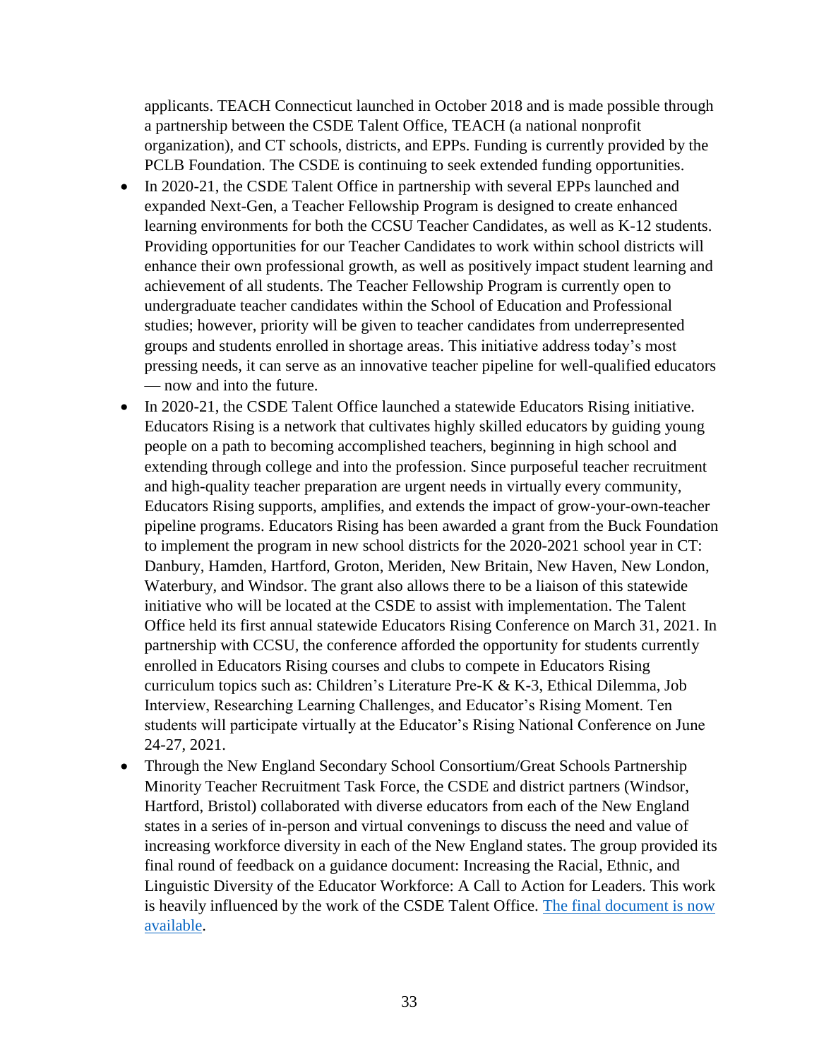applicants. TEACH Connecticut launched in October 2018 and is made possible through a partnership between the CSDE Talent Office, TEACH (a national nonprofit organization), and CT schools, districts, and EPPs. Funding is currently provided by the PCLB Foundation. The CSDE is continuing to seek extended funding opportunities.

- In 2020-21, the CSDE Talent Office in partnership with several EPPs launched and expanded Next-Gen, a Teacher Fellowship Program is designed to create enhanced learning environments for both the CCSU Teacher Candidates, as well as K-12 students. Providing opportunities for our Teacher Candidates to work within school districts will enhance their own professional growth, as well as positively impact student learning and achievement of all students. The Teacher Fellowship Program is currently open to undergraduate teacher candidates within the School of Education and Professional studies; however, priority will be given to teacher candidates from underrepresented groups and students enrolled in shortage areas. This initiative address today's most pressing needs, it can serve as an innovative teacher pipeline for well-qualified educators — now and into the future.
- In 2020-21, the CSDE Talent Office launched a statewide Educators Rising initiative. Educators Rising is a network that cultivates highly skilled educators by guiding young people on a path to becoming accomplished teachers, beginning in high school and extending through college and into the profession. Since purposeful teacher recruitment and high-quality teacher preparation are urgent needs in virtually every community, Educators Rising supports, amplifies, and extends the impact of grow-your-own-teacher pipeline programs. Educators Rising has been awarded a grant from the Buck Foundation to implement the program in new school districts for the 2020-2021 school year in CT: Danbury, Hamden, Hartford, Groton, Meriden, New Britain, New Haven, New London, Waterbury, and Windsor. The grant also allows there to be a liaison of this statewide initiative who will be located at the CSDE to assist with implementation. The Talent Office held its first annual statewide Educators Rising Conference on March 31, 2021. In partnership with CCSU, the conference afforded the opportunity for students currently enrolled in Educators Rising courses and clubs to compete in Educators Rising curriculum topics such as: Children's Literature Pre-K & K-3, Ethical Dilemma, Job Interview, Researching Learning Challenges, and Educator's Rising Moment. Ten students will participate virtually at the Educator's Rising National Conference on June 24-27, 2021.
- Through the New England Secondary School Consortium/Great Schools Partnership Minority Teacher Recruitment Task Force, the CSDE and district partners (Windsor, Hartford, Bristol) collaborated with diverse educators from each of the New England states in a series of in-person and virtual convenings to discuss the need and value of increasing workforce diversity in each of the New England states. The group provided its final round of feedback on a guidance document: Increasing the Racial, Ethnic, and Linguistic Diversity of the Educator Workforce: A Call to Action for Leaders. This work is heavily influenced by the work of the CSDE Talent Office. The final document is now available.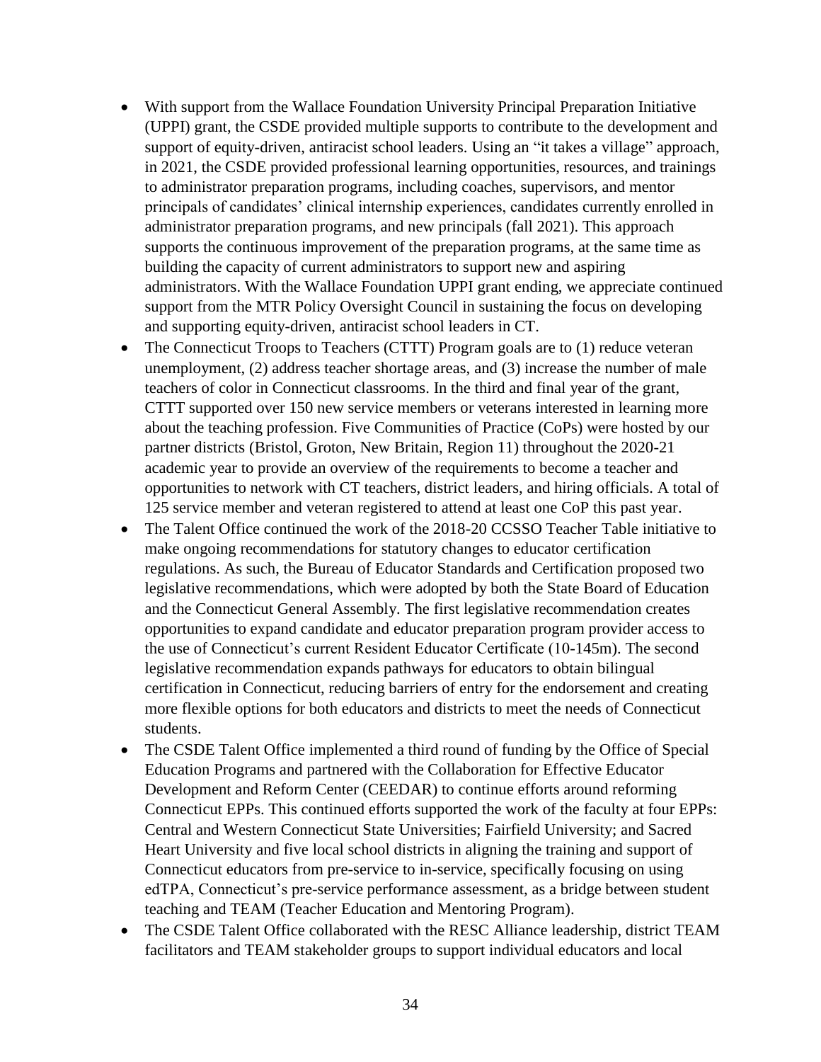- With support from the Wallace Foundation University Principal Preparation Initiative (UPPI) grant, the CSDE provided multiple supports to contribute to the development and support of equity-driven, antiracist school leaders. Using an "it takes a village" approach, in 2021, the CSDE provided professional learning opportunities, resources, and trainings to administrator preparation programs, including coaches, supervisors, and mentor principals of candidates' clinical internship experiences, candidates currently enrolled in administrator preparation programs, and new principals (fall 2021). This approach supports the continuous improvement of the preparation programs, at the same time as building the capacity of current administrators to support new and aspiring administrators. With the Wallace Foundation UPPI grant ending, we appreciate continued support from the MTR Policy Oversight Council in sustaining the focus on developing and supporting equity-driven, antiracist school leaders in CT.
- The Connecticut Troops to Teachers (CTTT) Program goals are to (1) reduce veteran unemployment, (2) address teacher shortage areas, and (3) increase the number of male teachers of color in Connecticut classrooms. In the third and final year of the grant, CTTT supported over 150 new service members or veterans interested in learning more about the teaching profession. Five Communities of Practice (CoPs) were hosted by our partner districts (Bristol, Groton, New Britain, Region 11) throughout the 2020-21 academic year to provide an overview of the requirements to become a teacher and opportunities to network with CT teachers, district leaders, and hiring officials. A total of 125 service member and veteran registered to attend at least one CoP this past year.
- The Talent Office continued the work of the 2018-20 CCSSO Teacher Table initiative to make ongoing recommendations for statutory changes to educator certification regulations. As such, the Bureau of Educator Standards and Certification proposed two legislative recommendations, which were adopted by both the State Board of Education and the Connecticut General Assembly. The first legislative recommendation creates opportunities to expand candidate and educator preparation program provider access to the use of Connecticut's current Resident Educator Certificate (10-145m). The second legislative recommendation expands pathways for educators to obtain bilingual certification in Connecticut, reducing barriers of entry for the endorsement and creating more flexible options for both educators and districts to meet the needs of Connecticut students.
- The CSDE Talent Office implemented a third round of funding by the Office of Special Education Programs and partnered with the Collaboration for Effective Educator Development and Reform Center (CEEDAR) to continue efforts around reforming Connecticut EPPs. This continued efforts supported the work of the faculty at four EPPs: Central and Western Connecticut State Universities; Fairfield University; and Sacred Heart University and five local school districts in aligning the training and support of Connecticut educators from pre-service to in-service, specifically focusing on using edTPA, Connecticut's pre-service performance assessment, as a bridge between student teaching and TEAM (Teacher Education and Mentoring Program).
- The CSDE Talent Office collaborated with the RESC Alliance leadership, district TEAM facilitators and TEAM stakeholder groups to support individual educators and local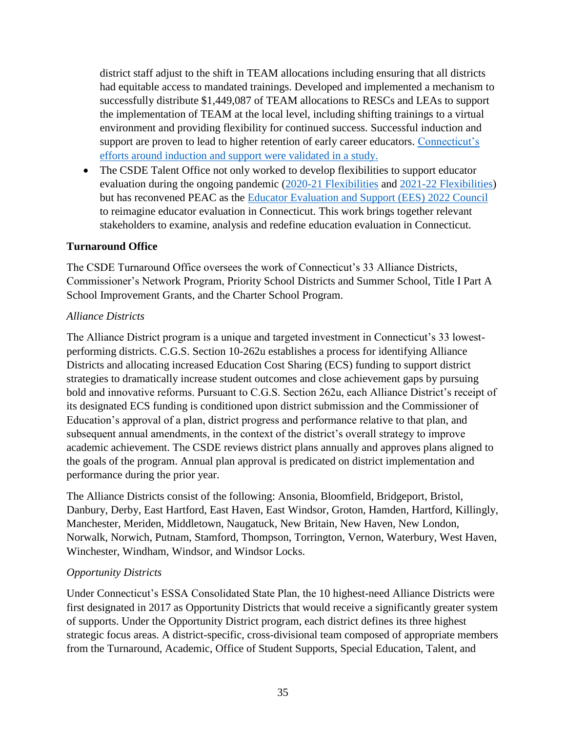district staff adjust to the shift in TEAM allocations including ensuring that all districts had equitable access to mandated trainings. Developed and implemented a mechanism to successfully distribute $1,449,087 of TEAM allocations to RESCs and LEAs to support the implementation of TEAM at the local level, including shifting trainings to a virtual environment and providing flexibility for continued success. Successful induction and support are proven to lead to higher retention of early career educators. Connecticut's efforts around induction and support were validated in a study.

- The CSDE Talent Office not only worked to develop flexibilities to support educator evaluation during the ongoing pandemic (2020-21 Flexibilities and 2021-22 Flexibilities) but has reconvened PEAC as the Educator Evaluation and Support (EES) 2022 Council to reimagine educator evaluation in Connecticut. This work brings together relevant stakeholders to examine, analysis and redefine education evaluation in Connecticut.

**Turnaround Office**

The CSDE Turnaround Office oversees the work of Connecticut's 33 Alliance Districts, Commissioner's Network Program, Priority School Districts and Summer School, Title I Part A School Improvement Grants, and the Charter School Program.

*Alliance Districts*

The Alliance District program is a unique and targeted investment in Connecticut's 33 lowest-performing districts. C.G.S. Section 10-262u establishes a process for identifying Alliance Districts and allocating increased Education Cost Sharing (ECS) funding to support district strategies to dramatically increase student outcomes and close achievement gaps by pursuing bold and innovative reforms. Pursuant to C.G.S. Section 262u, each Alliance District's receipt of its designated ECS funding is conditioned upon district submission and the Commissioner of Education's approval of a plan, district progress and performance relative to that plan, and subsequent annual amendments, in the context of the district's overall strategy to improve academic achievement. The CSDE reviews district plans annually and approves plans aligned to the goals of the program. Annual plan approval is predicated on district implementation and performance during the prior year.

The Alliance Districts consist of the following: Ansonia, Bloomfield, Bridgeport, Bristol, Danbury, Derby, East Hartford, East Haven, East Windsor, Groton, Hamden, Hartford, Killingly, Manchester, Meriden, Middletown, Naugatuck, New Britain, New Haven, New London, Norwalk, Norwich, Putnam, Stamford, Thompson, Torrington, Vernon, Waterbury, West Haven, Winchester, Windham, Windsor, and Windsor Locks.

*Opportunity Districts*

Under Connecticut's ESSA Consolidated State Plan, the 10 highest-need Alliance Districts were first designated in 2017 as Opportunity Districts that would receive a significantly greater system of supports. Under the Opportunity District program, each district defines its three highest strategic focus areas. A district-specific, cross-divisional team composed of appropriate members from the Turnaround, Academic, Office of Student Supports, Special Education, Talent, and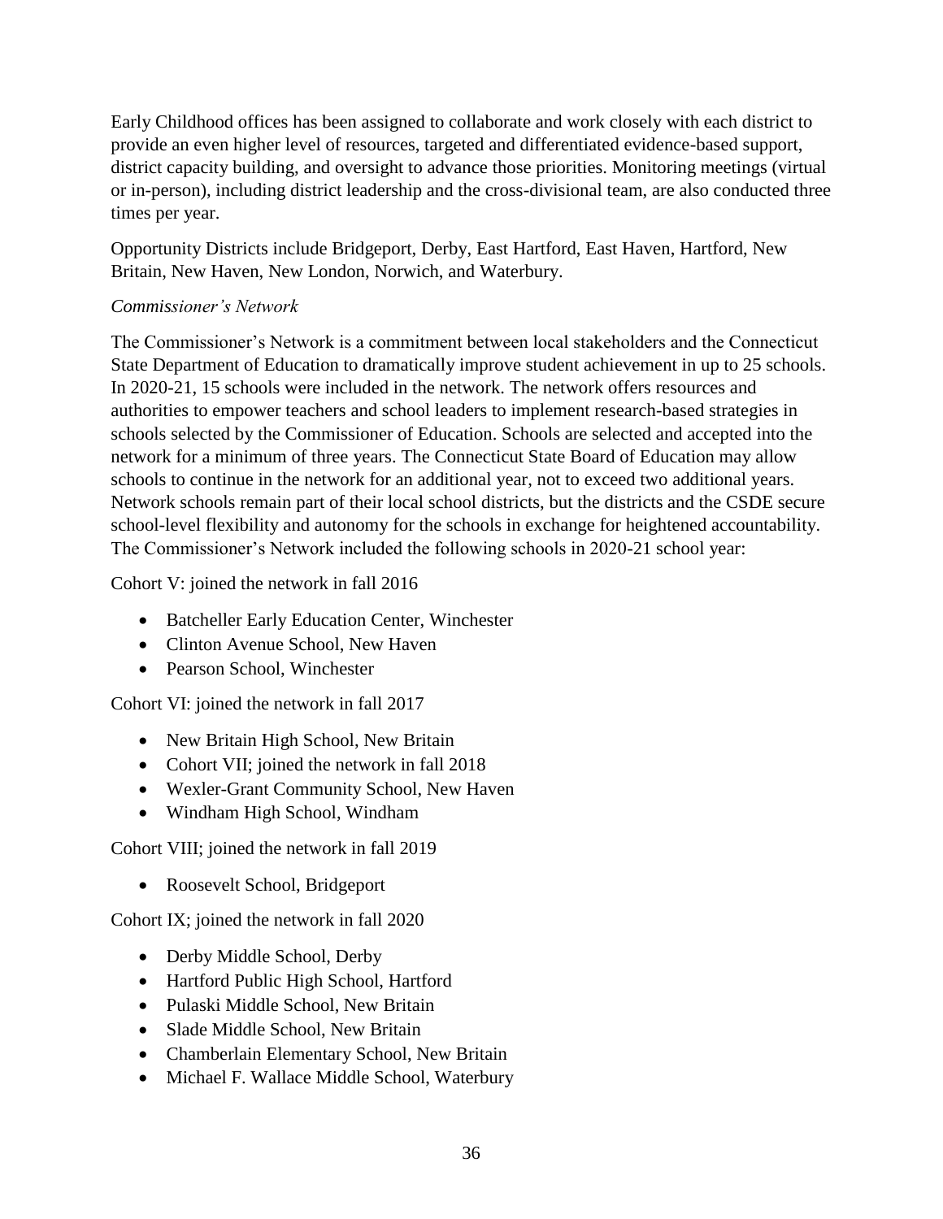Early Childhood offices has been assigned to collaborate and work closely with each district to provide an even higher level of resources, targeted and differentiated evidence-based support, district capacity building, and oversight to advance those priorities. Monitoring meetings (virtual or in-person), including district leadership and the cross-divisional team, are also conducted three times per year.

Opportunity Districts include Bridgeport, Derby, East Hartford, East Haven, Hartford, New Britain, New Haven, New London, Norwich, and Waterbury.

*Commissioner's Network*

The Commissioner's Network is a commitment between local stakeholders and the Connecticut State Department of Education to dramatically improve student achievement in up to 25 schools. In 2020-21, 15 schools were included in the network. The network offers resources and authorities to empower teachers and school leaders to implement research-based strategies in schools selected by the Commissioner of Education. Schools are selected and accepted into the network for a minimum of three years. The Connecticut State Board of Education may allow schools to continue in the network for an additional year, not to exceed two additional years. Network schools remain part of their local school districts, but the districts and the CSDE secure school-level flexibility and autonomy for the schools in exchange for heightened accountability. The Commissioner's Network included the following schools in 2020-21 school year:

Cohort V: joined the network in fall 2016

- Batcheller Early Education Center, Winchester
- Clinton Avenue School, New Haven
- Pearson School, Winchester

Cohort VI: joined the network in fall 2017

- New Britain High School, New Britain
- Cohort VII; joined the network in fall 2018
- Wexler-Grant Community School, New Haven
- Windham High School, Windham

Cohort VIII; joined the network in fall 2019

- Roosevelt School, Bridgeport

Cohort IX; joined the network in fall 2020

- Derby Middle School, Derby
- Hartford Public High School, Hartford
- Pulaski Middle School, New Britain
- Slade Middle School, New Britain
- Chamberlain Elementary School, New Britain
- Michael F. Wallace Middle School, Waterbury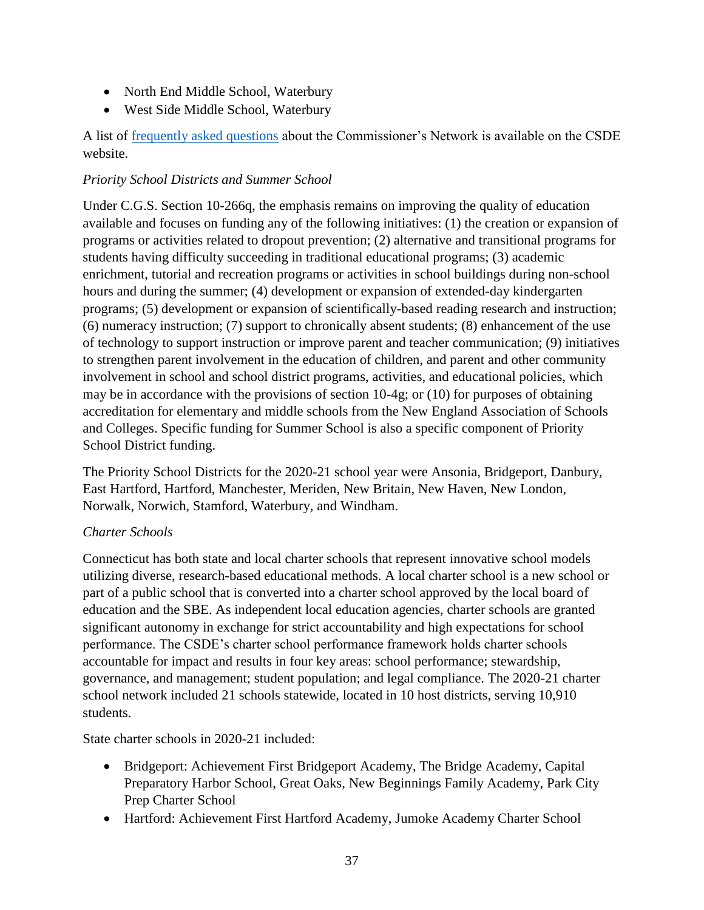- North End Middle School, Waterbury
- West Side Middle School, Waterbury

A list of [frequently asked questions](frequently asked questions) about the Commissioner's Network is available on the CSDE website.

*Priority School Districts and Summer School*

Under C.G.S. Section 10-266q, the emphasis remains on improving the quality of education available and focuses on funding any of the following initiatives: (1) the creation or expansion of programs or activities related to dropout prevention; (2) alternative and transitional programs for students having difficulty succeeding in traditional educational programs; (3) academic enrichment, tutorial and recreation programs or activities in school buildings during non-school hours and during the summer; (4) development or expansion of extended-day kindergarten programs; (5) development or expansion of scientifically-based reading research and instruction; (6) numeracy instruction; (7) support to chronically absent students; (8) enhancement of the use of technology to support instruction or improve parent and teacher communication; (9) initiatives to strengthen parent involvement in the education of children, and parent and other community involvement in school and school district programs, activities, and educational policies, which may be in accordance with the provisions of section 10-4g; or (10) for purposes of obtaining accreditation for elementary and middle schools from the New England Association of Schools and Colleges. Specific funding for Summer School is also a specific component of Priority School District funding.

The Priority School Districts for the 2020-21 school year were Ansonia, Bridgeport, Danbury, East Hartford, Hartford, Manchester, Meriden, New Britain, New Haven, New London, Norwalk, Norwich, Stamford, Waterbury, and Windham.

*Charter Schools*

Connecticut has both state and local charter schools that represent innovative school models utilizing diverse, research-based educational methods. A local charter school is a new school or part of a public school that is converted into a charter school approved by the local board of education and the SBE. As independent local education agencies, charter schools are granted significant autonomy in exchange for strict accountability and high expectations for school performance. The CSDE's charter school performance framework holds charter schools accountable for impact and results in four key areas: school performance; stewardship, governance, and management; student population; and legal compliance. The 2020-21 charter school network included 21 schools statewide, located in 10 host districts, serving 10,910 students.

State charter schools in 2020-21 included:

- Bridgeport: Achievement First Bridgeport Academy, The Bridge Academy, Capital Preparatory Harbor School, Great Oaks, New Beginnings Family Academy, Park City Prep Charter School
- Hartford: Achievement First Hartford Academy, Jumoke Academy Charter School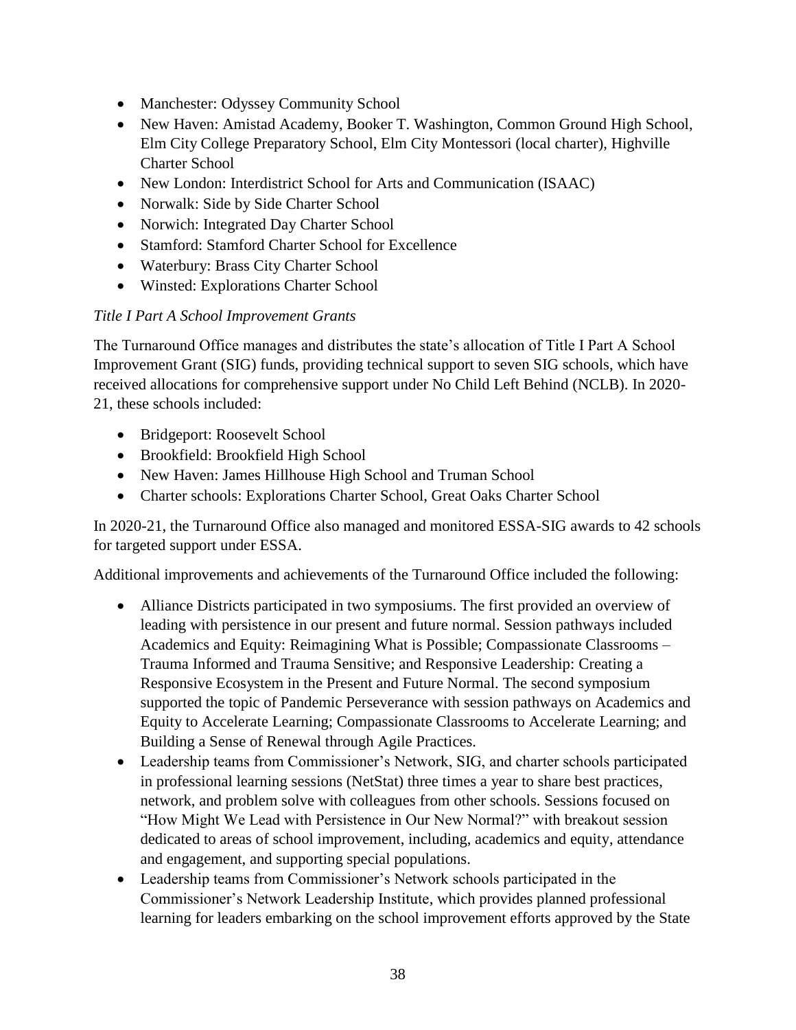- Manchester: Odyssey Community School
- New Haven: Amistad Academy, Booker T. Washington, Common Ground High School, Elm City College Preparatory School, Elm City Montessori (local charter), Highville Charter School
- New London: Interdistrict School for Arts and Communication (ISAAC)
- Norwalk: Side by Side Charter School
- Norwich: Integrated Day Charter School
- Stamford: Stamford Charter School for Excellence
- Waterbury: Brass City Charter School
- Winsted: Explorations Charter School

*Title I Part A School Improvement Grants*

The Turnaround Office manages and distributes the state's allocation of Title I Part A School Improvement Grant (SIG) funds, providing technical support to seven SIG schools, which have received allocations for comprehensive support under No Child Left Behind (NCLB). In 2020-21, these schools included:

- Bridgeport: Roosevelt School
- Brookfield: Brookfield High School
- New Haven: James Hillhouse High School and Truman School
- Charter schools: Explorations Charter School, Great Oaks Charter School

In 2020-21, the Turnaround Office also managed and monitored ESSA-SIG awards to 42 schools for targeted support under ESSA.

Additional improvements and achievements of the Turnaround Office included the following:

- Alliance Districts participated in two symposiums. The first provided an overview of leading with persistence in our present and future normal. Session pathways included Academics and Equity: Reimagining What is Possible; Compassionate Classrooms – Trauma Informed and Trauma Sensitive; and Responsive Leadership: Creating a Responsive Ecosystem in the Present and Future Normal. The second symposium supported the topic of Pandemic Perseverance with session pathways on Academics and Equity to Accelerate Learning; Compassionate Classrooms to Accelerate Learning; and Building a Sense of Renewal through Agile Practices.
- Leadership teams from Commissioner's Network, SIG, and charter schools participated in professional learning sessions (NetStat) three times a year to share best practices, network, and problem solve with colleagues from other schools. Sessions focused on "How Might We Lead with Persistence in Our New Normal?" with breakout session dedicated to areas of school improvement, including, academics and equity, attendance and engagement, and supporting special populations.
- Leadership teams from Commissioner's Network schools participated in the Commissioner's Network Leadership Institute, which provides planned professional learning for leaders embarking on the school improvement efforts approved by the State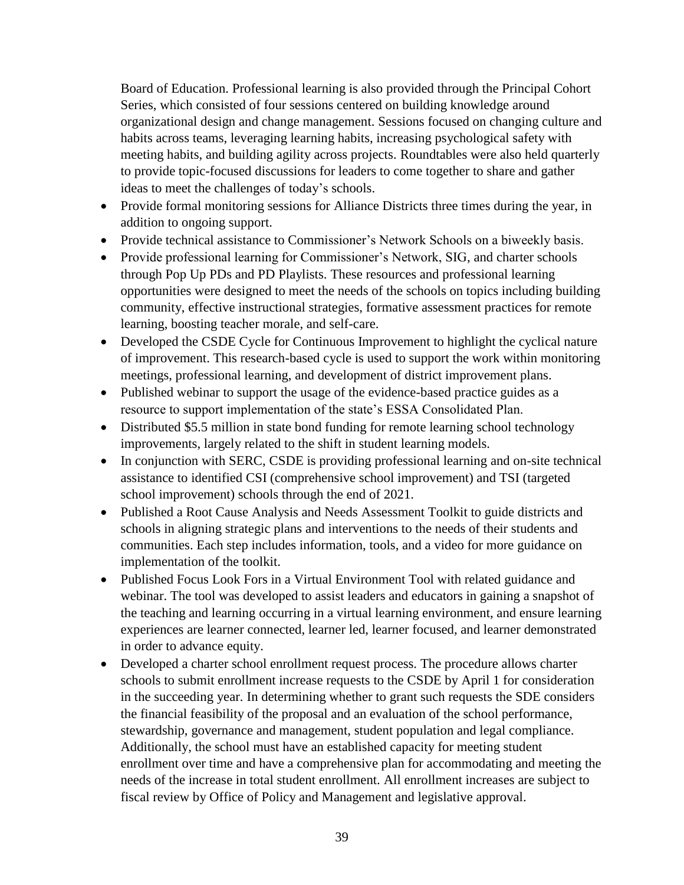Board of Education. Professional learning is also provided through the Principal Cohort Series, which consisted of four sessions centered on building knowledge around organizational design and change management. Sessions focused on changing culture and habits across teams, leveraging learning habits, increasing psychological safety with meeting habits, and building agility across projects. Roundtables were also held quarterly to provide topic-focused discussions for leaders to come together to share and gather ideas to meet the challenges of today's schools.

- Provide formal monitoring sessions for Alliance Districts three times during the year, in addition to ongoing support.
- Provide technical assistance to Commissioner's Network Schools on a biweekly basis.
- Provide professional learning for Commissioner's Network, SIG, and charter schools through Pop Up PDs and PD Playlists. These resources and professional learning opportunities were designed to meet the needs of the schools on topics including building community, effective instructional strategies, formative assessment practices for remote learning, boosting teacher morale, and self-care.
- Developed the CSDE Cycle for Continuous Improvement to highlight the cyclical nature of improvement. This research-based cycle is used to support the work within monitoring meetings, professional learning, and development of district improvement plans.
- Published webinar to support the usage of the evidence-based practice guides as a resource to support implementation of the state's ESSA Consolidated Plan.
- Distributed $5.5 million in state bond funding for remote learning school technology improvements, largely related to the shift in student learning models.
- In conjunction with SERC, CSDE is providing professional learning and on-site technical assistance to identified CSI (comprehensive school improvement) and TSI (targeted school improvement) schools through the end of 2021.
- Published a Root Cause Analysis and Needs Assessment Toolkit to guide districts and schools in aligning strategic plans and interventions to the needs of their students and communities. Each step includes information, tools, and a video for more guidance on implementation of the toolkit.
- Published Focus Look Fors in a Virtual Environment Tool with related guidance and webinar. The tool was developed to assist leaders and educators in gaining a snapshot of the teaching and learning occurring in a virtual learning environment, and ensure learning experiences are learner connected, learner led, learner focused, and learner demonstrated in order to advance equity.
- Developed a charter school enrollment request process. The procedure allows charter schools to submit enrollment increase requests to the CSDE by April 1 for consideration in the succeeding year. In determining whether to grant such requests the SDE considers the financial feasibility of the proposal and an evaluation of the school performance, stewardship, governance and management, student population and legal compliance. Additionally, the school must have an established capacity for meeting student enrollment over time and have a comprehensive plan for accommodating and meeting the needs of the increase in total student enrollment. All enrollment increases are subject to fiscal review by Office of Policy and Management and legislative approval.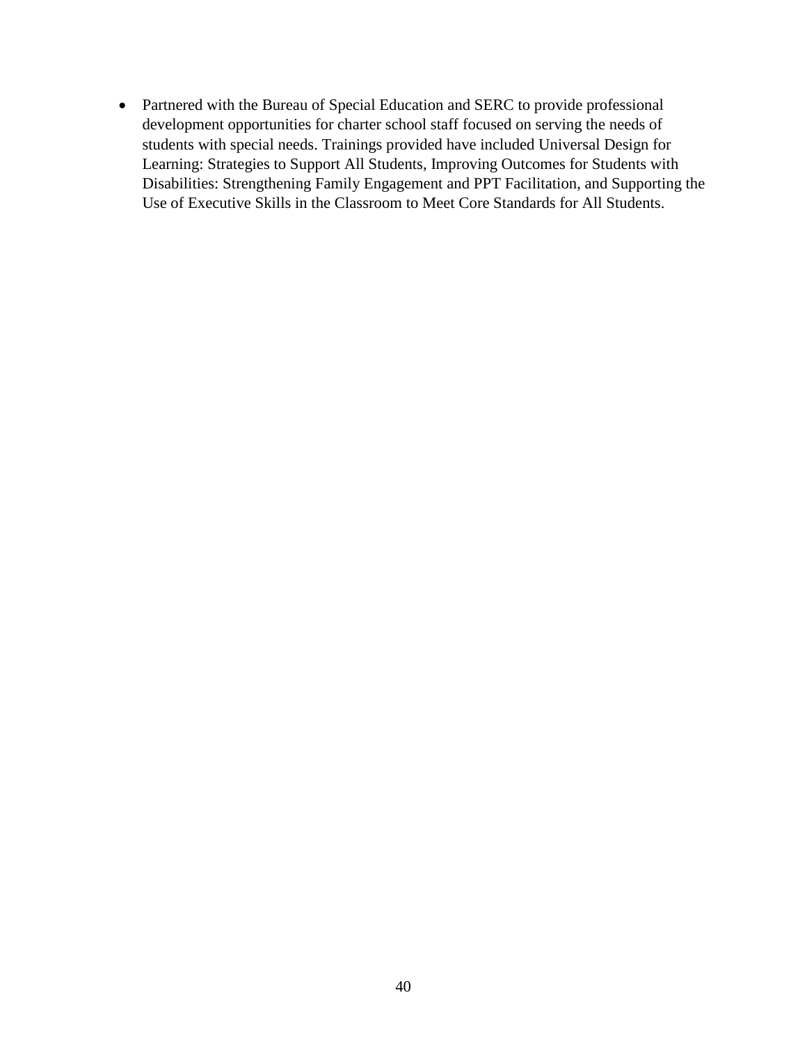- Partnered with the Bureau of Special Education and SERC to provide professional development opportunities for charter school staff focused on serving the needs of students with special needs. Trainings provided have included Universal Design for Learning: Strategies to Support All Students, Improving Outcomes for Students with Disabilities: Strengthening Family Engagement and PPT Facilitation, and Supporting the Use of Executive Skills in the Classroom to Meet Core Standards for All Students.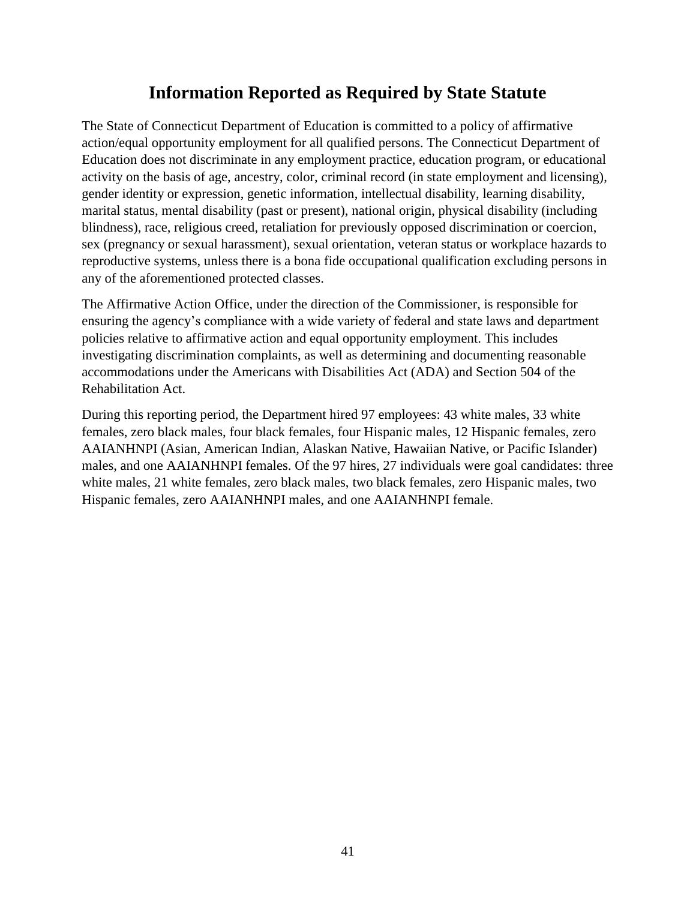# Information Reported as Required by State Statute

The State of Connecticut Department of Education is committed to a policy of affirmative action/equal opportunity employment for all qualified persons. The Connecticut Department of Education does not discriminate in any employment practice, education program, or educational activity on the basis of age, ancestry, color, criminal record (in state employment and licensing), gender identity or expression, genetic information, intellectual disability, learning disability, marital status, mental disability (past or present), national origin, physical disability (including blindness), race, religious creed, retaliation for previously opposed discrimination or coercion, sex (pregnancy or sexual harassment), sexual orientation, veteran status or workplace hazards to reproductive systems, unless there is a bona fide occupational qualification excluding persons in any of the aforementioned protected classes.

The Affirmative Action Office, under the direction of the Commissioner, is responsible for ensuring the agency's compliance with a wide variety of federal and state laws and department policies relative to affirmative action and equal opportunity employment. This includes investigating discrimination complaints, as well as determining and documenting reasonable accommodations under the Americans with Disabilities Act (ADA) and Section 504 of the Rehabilitation Act.

During this reporting period, the Department hired 97 employees: 43 white males, 33 white females, zero black males, four black females, four Hispanic males, 12 Hispanic females, zero AAIANHNPI (Asian, American Indian, Alaskan Native, Hawaiian Native, or Pacific Islander) males, and one AAIANHNPI females. Of the 97 hires, 27 individuals were goal candidates: three white males, 21 white females, zero black males, two black females, zero Hispanic males, two Hispanic females, zero AAIANHNPI males, and one AAIANHNPI female.